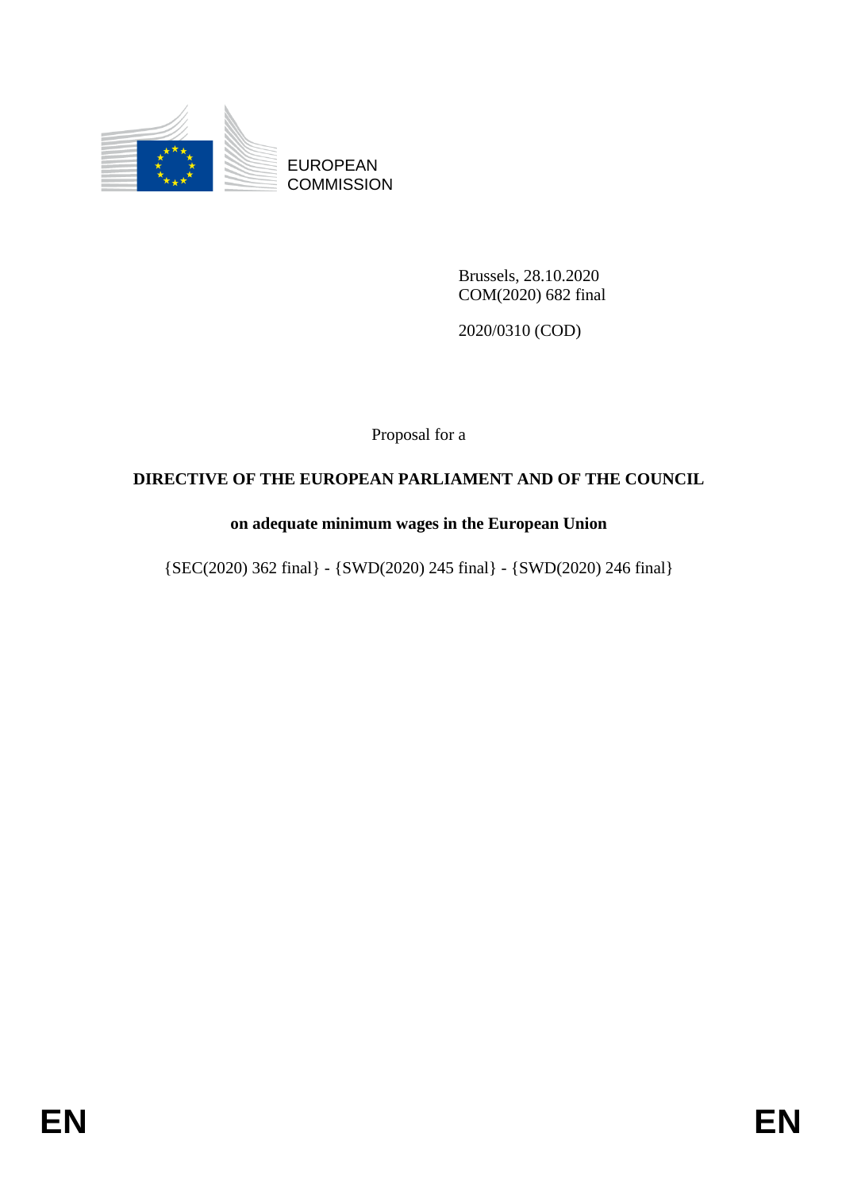EUROPEAN
COMMISSION

Brussels, 28.10.2020
COM(2020) 682 final

2020/0310 (COD)

Proposal for a

**DIRECTIVE OF THE EUROPEAN PARLIAMENT AND OF THE COUNCIL**

**on adequate minimum wages in the European Union**

{SEC(2020) 362 final} - {SWD(2020) 245 final} - {SWD(2020) 246 final}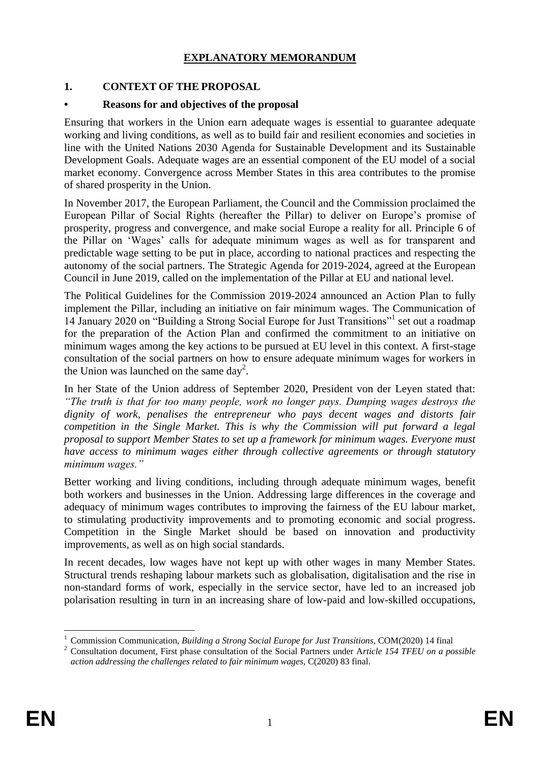# EXPLANATORY MEMORANDUM

## 1. CONTEXT OF THE PROPOSAL

### • Reasons for and objectives of the proposal

Ensuring that workers in the Union earn adequate wages is essential to guarantee adequate working and living conditions, as well as to build fair and resilient economies and societies in line with the United Nations 2030 Agenda for Sustainable Development and its Sustainable Development Goals. Adequate wages are an essential component of the EU model of a social market economy. Convergence across Member States in this area contributes to the promise of shared prosperity in the Union.

In November 2017, the European Parliament, the Council and the Commission proclaimed the European Pillar of Social Rights (hereafter the Pillar) to deliver on Europe's promise of prosperity, progress and convergence, and make social Europe a reality for all. Principle 6 of the Pillar on 'Wages' calls for adequate minimum wages as well as for transparent and predictable wage setting to be put in place, according to national practices and respecting the autonomy of the social partners. The Strategic Agenda for 2019-2024, agreed at the European Council in June 2019, called on the implementation of the Pillar at EU and national level.

The Political Guidelines for the Commission 2019-2024 announced an Action Plan to fully implement the Pillar, including an initiative on fair minimum wages. The Communication of 14 January 2020 on "Building a Strong Social Europe for Just Transitions"[1] set out a roadmap for the preparation of the Action Plan and confirmed the commitment to an initiative on minimum wages among the key actions to be pursued at EU level in this context. A first-stage consultation of the social partners on how to ensure adequate minimum wages for workers in the Union was launched on the same day[2].

In her State of the Union address of September 2020, President von der Leyen stated that: *"The truth is that for too many people, work no longer pays. Dumping wages destroys the dignity of work, penalises the entrepreneur who pays decent wages and distorts fair competition in the Single Market. This is why the Commission will put forward a legal proposal to support Member States to set up a framework for minimum wages. Everyone must have access to minimum wages either through collective agreements or through statutory minimum wages."*

Better working and living conditions, including through adequate minimum wages, benefit both workers and businesses in the Union. Addressing large differences in the coverage and adequacy of minimum wages contributes to improving the fairness of the EU labour market, to stimulating productivity improvements and to promoting economic and social progress. Competition in the Single Market should be based on innovation and productivity improvements, as well as on high social standards.

In recent decades, low wages have not kept up with other wages in many Member States. Structural trends reshaping labour markets such as globalisation, digitalisation and the rise in non-standard forms of work, especially in the service sector, have led to an increased job polarisation resulting in turn in an increasing share of low-paid and low-skilled occupations,

---

[1] Commission Communication, *Building a Strong Social Europe for Just Transitions,* COM(2020) 14 final

[2] Consultation document, First phase consultation of the Social Partners under A*rticle 154 TFEU on a possible action addressing the challenges related to fair minimum wages,* C(2020) 83 final.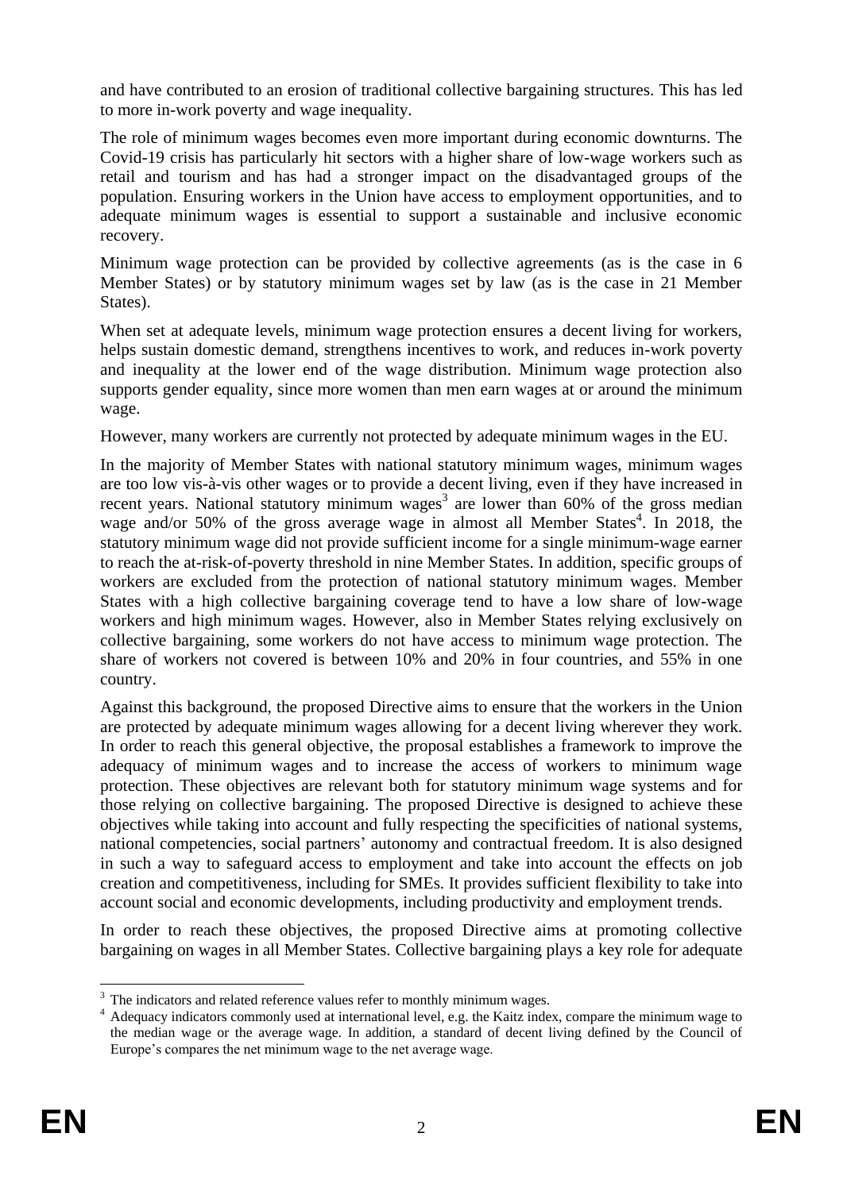and have contributed to an erosion of traditional collective bargaining structures. This has led to more in-work poverty and wage inequality.

The role of minimum wages becomes even more important during economic downturns. The Covid-19 crisis has particularly hit sectors with a higher share of low-wage workers such as retail and tourism and has had a stronger impact on the disadvantaged groups of the population. Ensuring workers in the Union have access to employment opportunities, and to adequate minimum wages is essential to support a sustainable and inclusive economic recovery.

Minimum wage protection can be provided by collective agreements (as is the case in 6 Member States) or by statutory minimum wages set by law (as is the case in 21 Member States).

When set at adequate levels, minimum wage protection ensures a decent living for workers, helps sustain domestic demand, strengthens incentives to work, and reduces in-work poverty and inequality at the lower end of the wage distribution. Minimum wage protection also supports gender equality, since more women than men earn wages at or around the minimum wage.

However, many workers are currently not protected by adequate minimum wages in the EU.

In the majority of Member States with national statutory minimum wages, minimum wages are too low vis-à-vis other wages or to provide a decent living, even if they have increased in recent years. National statutory minimum wages[3] are lower than 60% of the gross median wage and/or 50% of the gross average wage in almost all Member States[4]. In 2018, the statutory minimum wage did not provide sufficient income for a single minimum-wage earner to reach the at-risk-of-poverty threshold in nine Member States. In addition, specific groups of workers are excluded from the protection of national statutory minimum wages. Member States with a high collective bargaining coverage tend to have a low share of low-wage workers and high minimum wages. However, also in Member States relying exclusively on collective bargaining, some workers do not have access to minimum wage protection. The share of workers not covered is between 10% and 20% in four countries, and 55% in one country.

Against this background, the proposed Directive aims to ensure that the workers in the Union are protected by adequate minimum wages allowing for a decent living wherever they work. In order to reach this general objective, the proposal establishes a framework to improve the adequacy of minimum wages and to increase the access of workers to minimum wage protection. These objectives are relevant both for statutory minimum wage systems and for those relying on collective bargaining. The proposed Directive is designed to achieve these objectives while taking into account and fully respecting the specificities of national systems, national competencies, social partners' autonomy and contractual freedom. It is also designed in such a way to safeguard access to employment and take into account the effects on job creation and competitiveness, including for SMEs. It provides sufficient flexibility to take into account social and economic developments, including productivity and employment trends.

In order to reach these objectives, the proposed Directive aims at promoting collective bargaining on wages in all Member States. Collective bargaining plays a key role for adequate

---

[3] The indicators and related reference values refer to monthly minimum wages.

[4] Adequacy indicators commonly used at international level, e.g. the Kaitz index, compare the minimum wage to the median wage or the average wage. In addition, a standard of decent living defined by the Council of Europe's compares the net minimum wage to the net average wage.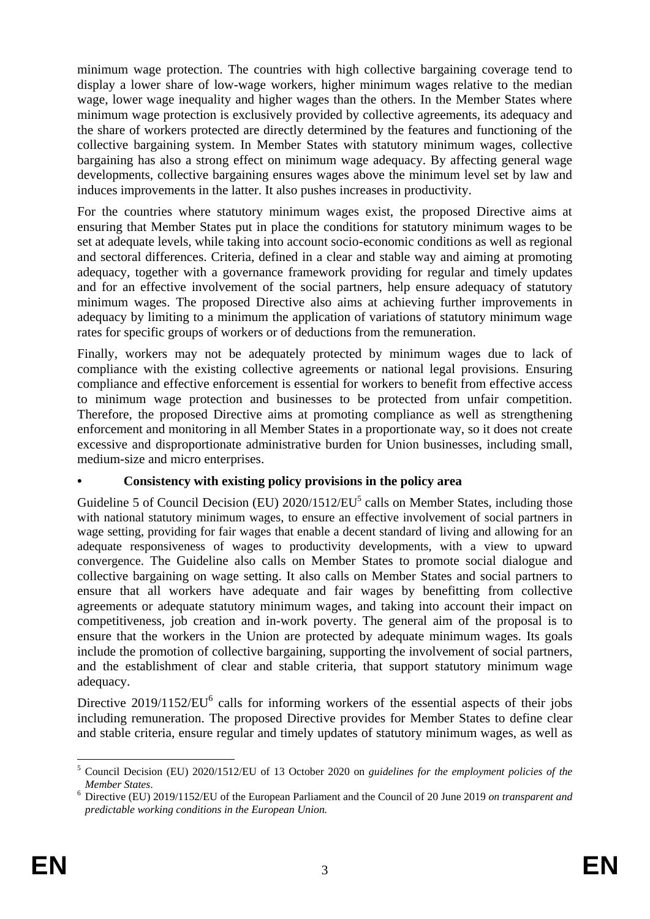minimum wage protection. The countries with high collective bargaining coverage tend to display a lower share of low-wage workers, higher minimum wages relative to the median wage, lower wage inequality and higher wages than the others. In the Member States where minimum wage protection is exclusively provided by collective agreements, its adequacy and the share of workers protected are directly determined by the features and functioning of the collective bargaining system. In Member States with statutory minimum wages, collective bargaining has also a strong effect on minimum wage adequacy. By affecting general wage developments, collective bargaining ensures wages above the minimum level set by law and induces improvements in the latter. It also pushes increases in productivity.

For the countries where statutory minimum wages exist, the proposed Directive aims at ensuring that Member States put in place the conditions for statutory minimum wages to be set at adequate levels, while taking into account socio-economic conditions as well as regional and sectoral differences. Criteria, defined in a clear and stable way and aiming at promoting adequacy, together with a governance framework providing for regular and timely updates and for an effective involvement of the social partners, help ensure adequacy of statutory minimum wages. The proposed Directive also aims at achieving further improvements in adequacy by limiting to a minimum the application of variations of statutory minimum wage rates for specific groups of workers or of deductions from the remuneration.

Finally, workers may not be adequately protected by minimum wages due to lack of compliance with the existing collective agreements or national legal provisions. Ensuring compliance and effective enforcement is essential for workers to benefit from effective access to minimum wage protection and businesses to be protected from unfair competition. Therefore, the proposed Directive aims at promoting compliance as well as strengthening enforcement and monitoring in all Member States in a proportionate way, so it does not create excessive and disproportionate administrative burden for Union businesses, including small, medium-size and micro enterprises.

- **Consistency with existing policy provisions in the policy area**

Guideline 5 of Council Decision (EU) 2020/1512/EU[5] calls on Member States, including those with national statutory minimum wages, to ensure an effective involvement of social partners in wage setting, providing for fair wages that enable a decent standard of living and allowing for an adequate responsiveness of wages to productivity developments, with a view to upward convergence. The Guideline also calls on Member States to promote social dialogue and collective bargaining on wage setting. It also calls on Member States and social partners to ensure that all workers have adequate and fair wages by benefitting from collective agreements or adequate statutory minimum wages, and taking into account their impact on competitiveness, job creation and in-work poverty. The general aim of the proposal is to ensure that the workers in the Union are protected by adequate minimum wages. Its goals include the promotion of collective bargaining, supporting the involvement of social partners, and the establishment of clear and stable criteria, that support statutory minimum wage adequacy.

Directive 2019/1152/EU[6] calls for informing workers of the essential aspects of their jobs including remuneration. The proposed Directive provides for Member States to define clear and stable criteria, ensure regular and timely updates of statutory minimum wages, as well as

---

[5] Council Decision (EU) 2020/1512/EU of 13 October 2020 on *guidelines for the employment policies of the Member States*.

[6] Directive (EU) 2019/1152/EU of the European Parliament and the Council of 20 June 2019 *on transparent and predictable working conditions in the European Union.*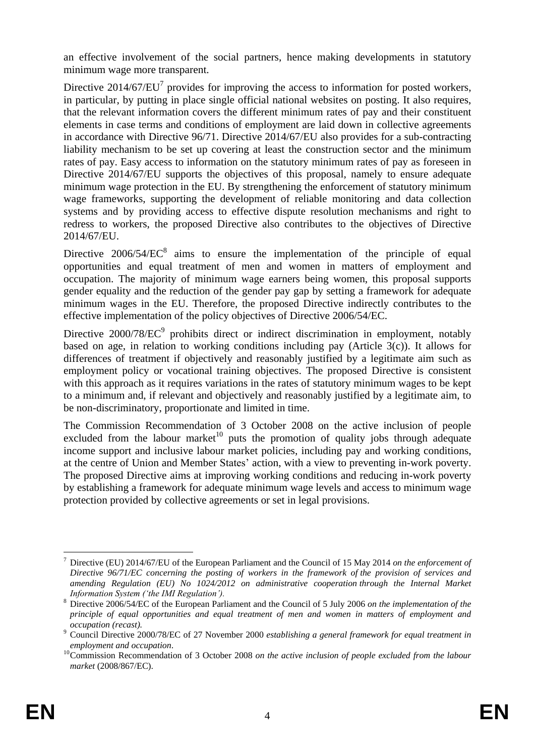an effective involvement of the social partners, hence making developments in statutory minimum wage more transparent.

Directive 2014/67/EU[7] provides for improving the access to information for posted workers, in particular, by putting in place single official national websites on posting. It also requires, that the relevant information covers the different minimum rates of pay and their constituent elements in case terms and conditions of employment are laid down in collective agreements in accordance with Directive 96/71. Directive 2014/67/EU also provides for a sub-contracting liability mechanism to be set up covering at least the construction sector and the minimum rates of pay. Easy access to information on the statutory minimum rates of pay as foreseen in Directive 2014/67/EU supports the objectives of this proposal, namely to ensure adequate minimum wage protection in the EU. By strengthening the enforcement of statutory minimum wage frameworks, supporting the development of reliable monitoring and data collection systems and by providing access to effective dispute resolution mechanisms and right to redress to workers, the proposed Directive also contributes to the objectives of Directive 2014/67/EU.

Directive 2006/54/EC[8] aims to ensure the implementation of the principle of equal opportunities and equal treatment of men and women in matters of employment and occupation. The majority of minimum wage earners being women, this proposal supports gender equality and the reduction of the gender pay gap by setting a framework for adequate minimum wages in the EU. Therefore, the proposed Directive indirectly contributes to the effective implementation of the policy objectives of Directive 2006/54/EC.

Directive 2000/78/EC[9] prohibits direct or indirect discrimination in employment, notably based on age, in relation to working conditions including pay (Article 3(c)). It allows for differences of treatment if objectively and reasonably justified by a legitimate aim such as employment policy or vocational training objectives. The proposed Directive is consistent with this approach as it requires variations in the rates of statutory minimum wages to be kept to a minimum and, if relevant and objectively and reasonably justified by a legitimate aim, to be non-discriminatory, proportionate and limited in time.

The Commission Recommendation of 3 October 2008 on the active inclusion of people excluded from the labour market[10] puts the promotion of quality jobs through adequate income support and inclusive labour market policies, including pay and working conditions, at the centre of Union and Member States' action, with a view to preventing in-work poverty. The proposed Directive aims at improving working conditions and reducing in-work poverty by establishing a framework for adequate minimum wage levels and access to minimum wage protection provided by collective agreements or set in legal provisions.

---

[7] Directive (EU) 2014/67/EU of the European Parliament and the Council of 15 May 2014 *on the enforcement of Directive 96/71/EC concerning the posting of workers in the framework of the provision of services and amending Regulation (EU) No 1024/2012 on administrative cooperation through the Internal Market Information System ('the IMI Regulation').*

[8] Directive 2006/54/EC of the European Parliament and the Council of 5 July 2006 *on the implementation of the principle of equal opportunities and equal treatment of men and women in matters of employment and occupation (recast).*

[9] Council Directive 2000/78/EC of 27 November 2000 *establishing a general framework for equal treatment in employment and occupation*.

[10] Commission Recommendation of 3 October 2008 *on the active inclusion of people excluded from the labour market* (2008/867/EC).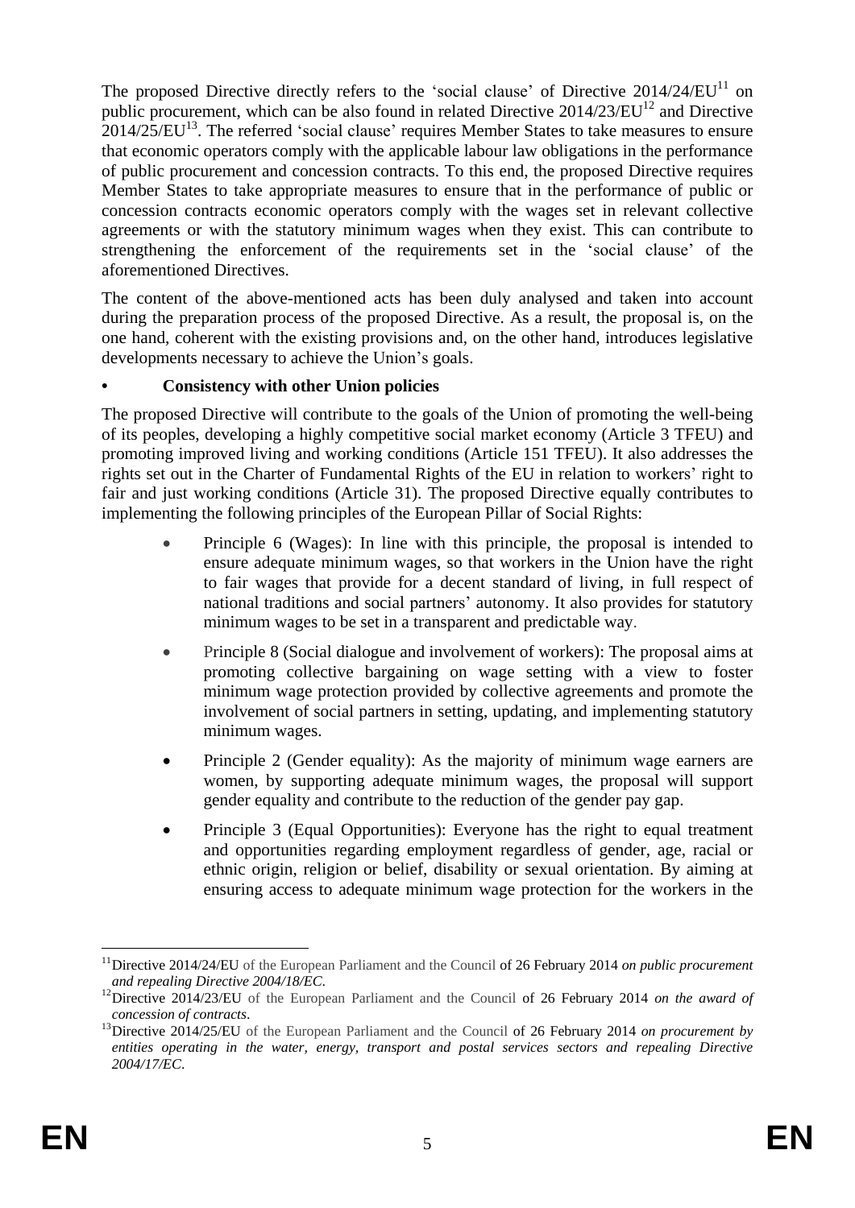The proposed Directive directly refers to the 'social clause' of Directive 2014/24/EU[11] on public procurement, which can be also found in related Directive 2014/23/EU[12] and Directive 2014/25/EU[13]. The referred 'social clause' requires Member States to take measures to ensure that economic operators comply with the applicable labour law obligations in the performance of public procurement and concession contracts. To this end, the proposed Directive requires Member States to take appropriate measures to ensure that in the performance of public or concession contracts economic operators comply with the wages set in relevant collective agreements or with the statutory minimum wages when they exist. This can contribute to strengthening the enforcement of the requirements set in the 'social clause' of the aforementioned Directives.

The content of the above-mentioned acts has been duly analysed and taken into account during the preparation process of the proposed Directive. As a result, the proposal is, on the one hand, coherent with the existing provisions and, on the other hand, introduces legislative developments necessary to achieve the Union's goals.

- **Consistency with other Union policies**

The proposed Directive will contribute to the goals of the Union of promoting the well-being of its peoples, developing a highly competitive social market economy (Article 3 TFEU) and promoting improved living and working conditions (Article 151 TFEU). It also addresses the rights set out in the Charter of Fundamental Rights of the EU in relation to workers' right to fair and just working conditions (Article 31). The proposed Directive equally contributes to implementing the following principles of the European Pillar of Social Rights:

- Principle 6 (Wages): In line with this principle, the proposal is intended to ensure adequate minimum wages, so that workers in the Union have the right to fair wages that provide for a decent standard of living, in full respect of national traditions and social partners' autonomy. It also provides for statutory minimum wages to be set in a transparent and predictable way.
- Principle 8 (Social dialogue and involvement of workers): The proposal aims at promoting collective bargaining on wage setting with a view to foster minimum wage protection provided by collective agreements and promote the involvement of social partners in setting, updating, and implementing statutory minimum wages.
- Principle 2 (Gender equality): As the majority of minimum wage earners are women, by supporting adequate minimum wages, the proposal will support gender equality and contribute to the reduction of the gender pay gap.
- Principle 3 (Equal Opportunities): Everyone has the right to equal treatment and opportunities regarding employment regardless of gender, age, racial or ethnic origin, religion or belief, disability or sexual orientation. By aiming at ensuring access to adequate minimum wage protection for the workers in the

---

[11] Directive 2014/24/EU of the European Parliament and the Council of 26 February 2014 *on public procurement and repealing Directive 2004/18/EC*.

[12] Directive 2014/23/EU of the European Parliament and the Council of 26 February 2014 *on the award of concession of contracts*.

[13] Directive 2014/25/EU of the European Parliament and the Council of 26 February 2014 *on procurement by entities operating in the water, energy, transport and postal services sectors and repealing Directive 2004/17/EC*.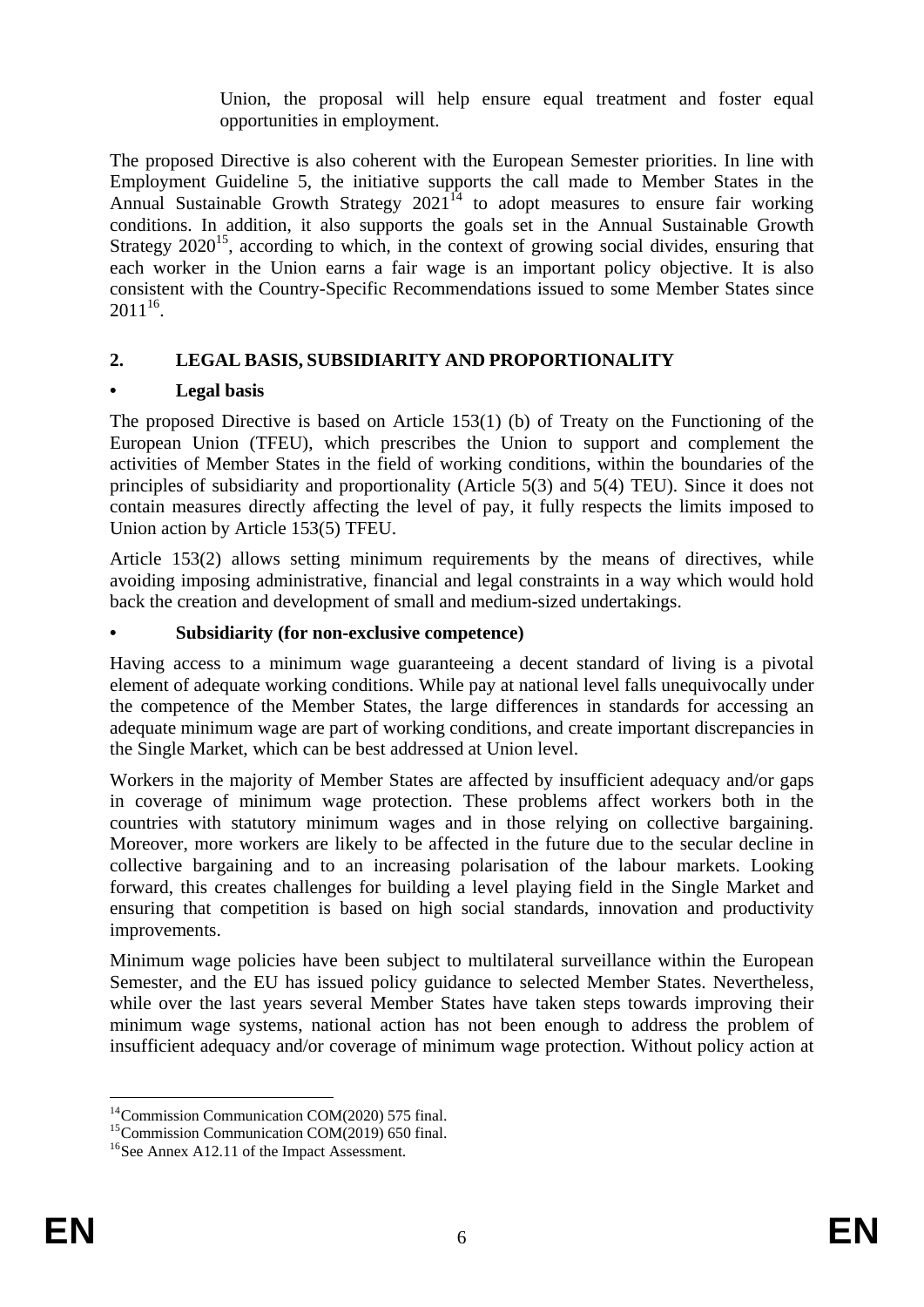Union, the proposal will help ensure equal treatment and foster equal opportunities in employment.

The proposed Directive is also coherent with the European Semester priorities. In line with Employment Guideline 5, the initiative supports the call made to Member States in the Annual Sustainable Growth Strategy 2021[14] to adopt measures to ensure fair working conditions. In addition, it also supports the goals set in the Annual Sustainable Growth Strategy 2020[15], according to which, in the context of growing social divides, ensuring that each worker in the Union earns a fair wage is an important policy objective. It is also consistent with the Country-Specific Recommendations issued to some Member States since 2011[16].

## 2. LEGAL BASIS, SUBSIDIARITY AND PROPORTIONALITY

### • Legal basis

The proposed Directive is based on Article 153(1) (b) of Treaty on the Functioning of the European Union (TFEU), which prescribes the Union to support and complement the activities of Member States in the field of working conditions, within the boundaries of the principles of subsidiarity and proportionality (Article 5(3) and 5(4) TEU). Since it does not contain measures directly affecting the level of pay, it fully respects the limits imposed to Union action by Article 153(5) TFEU.

Article 153(2) allows setting minimum requirements by the means of directives, while avoiding imposing administrative, financial and legal constraints in a way which would hold back the creation and development of small and medium-sized undertakings.

### • Subsidiarity (for non-exclusive competence)

Having access to a minimum wage guaranteeing a decent standard of living is a pivotal element of adequate working conditions. While pay at national level falls unequivocally under the competence of the Member States, the large differences in standards for accessing an adequate minimum wage are part of working conditions, and create important discrepancies in the Single Market, which can be best addressed at Union level.

Workers in the majority of Member States are affected by insufficient adequacy and/or gaps in coverage of minimum wage protection. These problems affect workers both in the countries with statutory minimum wages and in those relying on collective bargaining. Moreover, more workers are likely to be affected in the future due to the secular decline in collective bargaining and to an increasing polarisation of the labour markets. Looking forward, this creates challenges for building a level playing field in the Single Market and ensuring that competition is based on high social standards, innovation and productivity improvements.

Minimum wage policies have been subject to multilateral surveillance within the European Semester, and the EU has issued policy guidance to selected Member States. Nevertheless, while over the last years several Member States have taken steps towards improving their minimum wage systems, national action has not been enough to address the problem of insufficient adequacy and/or coverage of minimum wage protection. Without policy action at

---

[14] Commission Communication COM(2020) 575 final.

[15] Commission Communication COM(2019) 650 final.

[16] See Annex A12.11 of the Impact Assessment.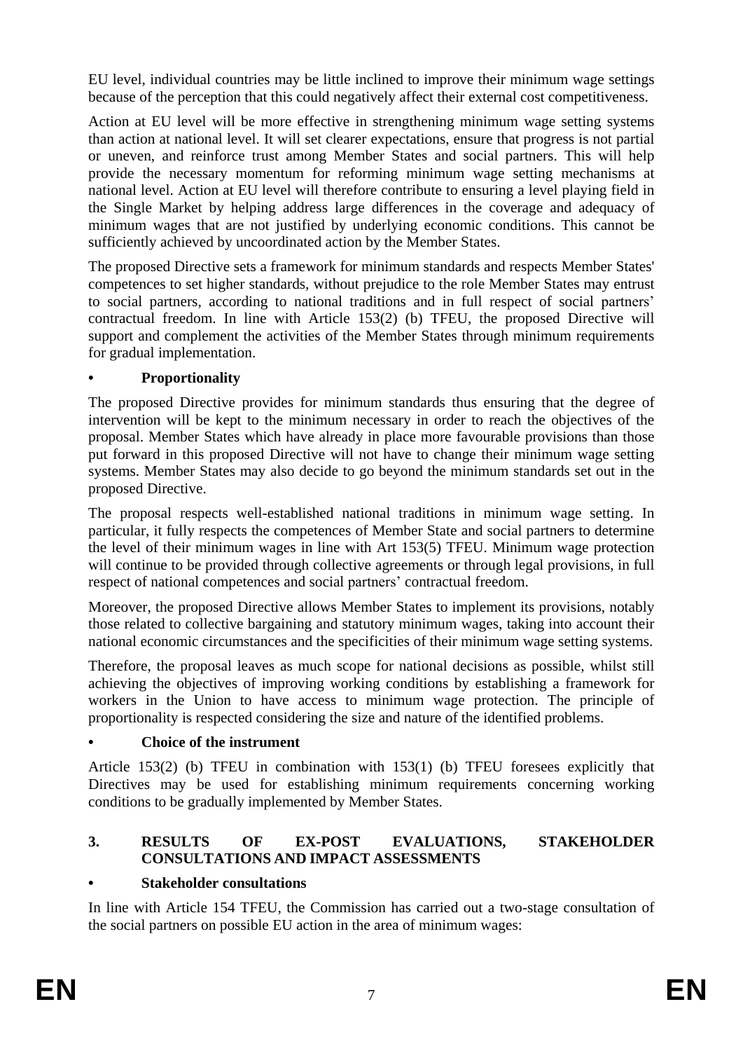EU level, individual countries may be little inclined to improve their minimum wage settings because of the perception that this could negatively affect their external cost competitiveness.

Action at EU level will be more effective in strengthening minimum wage setting systems than action at national level. It will set clearer expectations, ensure that progress is not partial or uneven, and reinforce trust among Member States and social partners. This will help provide the necessary momentum for reforming minimum wage setting mechanisms at national level. Action at EU level will therefore contribute to ensuring a level playing field in the Single Market by helping address large differences in the coverage and adequacy of minimum wages that are not justified by underlying economic conditions. This cannot be sufficiently achieved by uncoordinated action by the Member States.

The proposed Directive sets a framework for minimum standards and respects Member States' competences to set higher standards, without prejudice to the role Member States may entrust to social partners, according to national traditions and in full respect of social partners' contractual freedom. In line with Article 153(2) (b) TFEU, the proposed Directive will support and complement the activities of the Member States through minimum requirements for gradual implementation.

- **Proportionality**

The proposed Directive provides for minimum standards thus ensuring that the degree of intervention will be kept to the minimum necessary in order to reach the objectives of the proposal. Member States which have already in place more favourable provisions than those put forward in this proposed Directive will not have to change their minimum wage setting systems. Member States may also decide to go beyond the minimum standards set out in the proposed Directive.

The proposal respects well-established national traditions in minimum wage setting. In particular, it fully respects the competences of Member State and social partners to determine the level of their minimum wages in line with Art 153(5) TFEU. Minimum wage protection will continue to be provided through collective agreements or through legal provisions, in full respect of national competences and social partners' contractual freedom.

Moreover, the proposed Directive allows Member States to implement its provisions, notably those related to collective bargaining and statutory minimum wages, taking into account their national economic circumstances and the specificities of their minimum wage setting systems.

Therefore, the proposal leaves as much scope for national decisions as possible, whilst still achieving the objectives of improving working conditions by establishing a framework for workers in the Union to have access to minimum wage protection. The principle of proportionality is respected considering the size and nature of the identified problems.

- **Choice of the instrument**

Article 153(2) (b) TFEU in combination with 153(1) (b) TFEU foresees explicitly that Directives may be used for establishing minimum requirements concerning working conditions to be gradually implemented by Member States.

## 3. RESULTS OF EX-POST EVALUATIONS, STAKEHOLDER CONSULTATIONS AND IMPACT ASSESSMENTS

- **Stakeholder consultations**

In line with Article 154 TFEU, the Commission has carried out a two-stage consultation of the social partners on possible EU action in the area of minimum wages: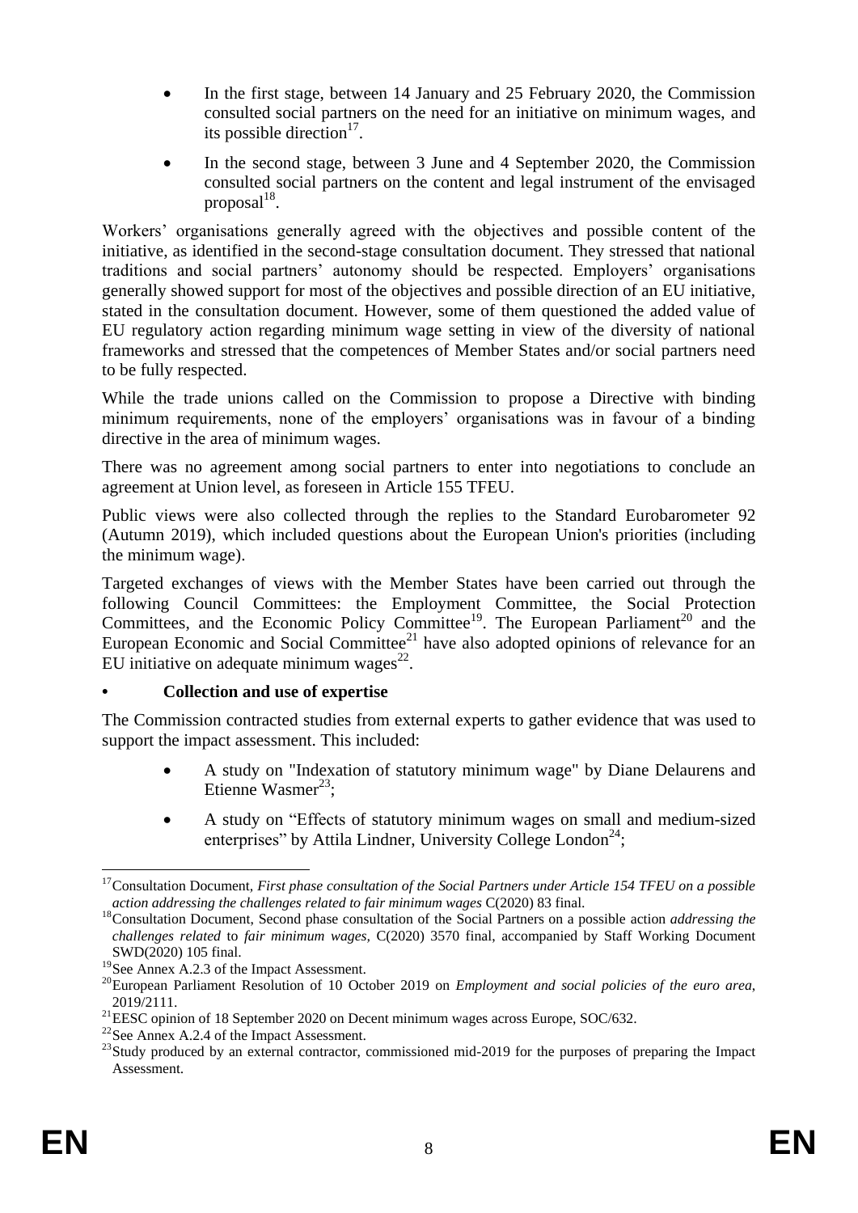- In the first stage, between 14 January and 25 February 2020, the Commission consulted social partners on the need for an initiative on minimum wages, and its possible direction[17].
- In the second stage, between 3 June and 4 September 2020, the Commission consulted social partners on the content and legal instrument of the envisaged proposal[18].

Workers' organisations generally agreed with the objectives and possible content of the initiative, as identified in the second-stage consultation document. They stressed that national traditions and social partners' autonomy should be respected. Employers' organisations generally showed support for most of the objectives and possible direction of an EU initiative, stated in the consultation document. However, some of them questioned the added value of EU regulatory action regarding minimum wage setting in view of the diversity of national frameworks and stressed that the competences of Member States and/or social partners need to be fully respected.

While the trade unions called on the Commission to propose a Directive with binding minimum requirements, none of the employers' organisations was in favour of a binding directive in the area of minimum wages.

There was no agreement among social partners to enter into negotiations to conclude an agreement at Union level, as foreseen in Article 155 TFEU.

Public views were also collected through the replies to the Standard Eurobarometer 92 (Autumn 2019), which included questions about the European Union's priorities (including the minimum wage).

Targeted exchanges of views with the Member States have been carried out through the following Council Committees: the Employment Committee, the Social Protection Committees, and the Economic Policy Committee[19]. The European Parliament[20] and the European Economic and Social Committee[21] have also adopted opinions of relevance for an EU initiative on adequate minimum wages[22].

- **Collection and use of expertise**

The Commission contracted studies from external experts to gather evidence that was used to support the impact assessment. This included:

- A study on "Indexation of statutory minimum wage" by Diane Delaurens and Etienne Wasmer[23];
- A study on "Effects of statutory minimum wages on small and medium-sized enterprises" by Attila Lindner, University College London[24];

---

[17] Consultation Document, *First phase consultation of the Social Partners under Article 154 TFEU on a possible action addressing the challenges related to fair minimum wages* C(2020) 83 final.

[18] Consultation Document, Second phase consultation of the Social Partners on a possible action *addressing the challenges related* to *fair minimum wages*, C(2020) 3570 final, accompanied by Staff Working Document SWD(2020) 105 final.

[19] See Annex A.2.3 of the Impact Assessment.

[20] European Parliament Resolution of 10 October 2019 on *Employment and social policies of the euro area*, 2019/2111.

[21] EESC opinion of 18 September 2020 on Decent minimum wages across Europe, SOC/632.

[22] See Annex A.2.4 of the Impact Assessment.

[23] Study produced by an external contractor, commissioned mid-2019 for the purposes of preparing the Impact Assessment.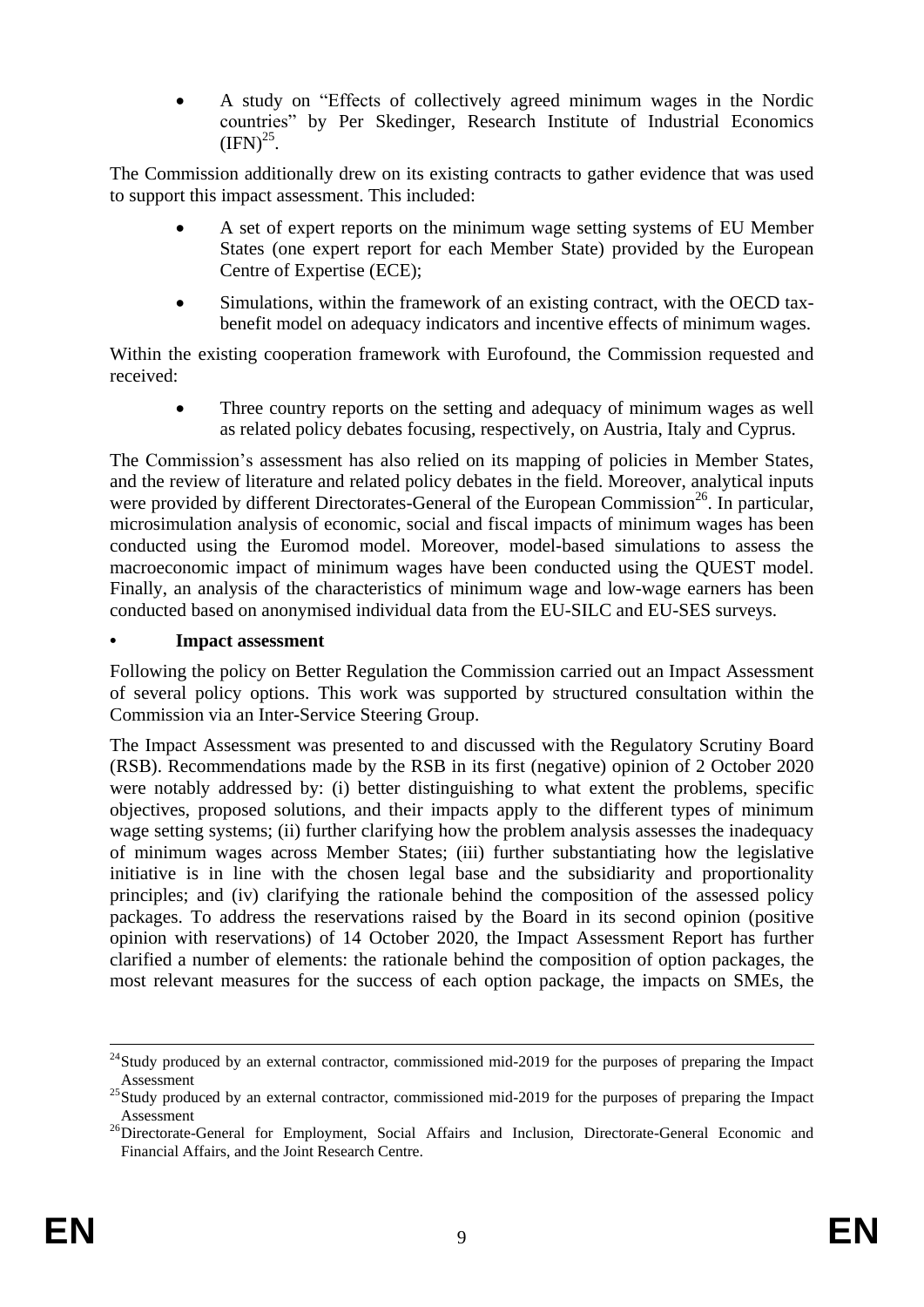- A study on "Effects of collectively agreed minimum wages in the Nordic countries" by Per Skedinger, Research Institute of Industrial Economics (IFN)[25].

The Commission additionally drew on its existing contracts to gather evidence that was used to support this impact assessment. This included:

- A set of expert reports on the minimum wage setting systems of EU Member States (one expert report for each Member State) provided by the European Centre of Expertise (ECE);
- Simulations, within the framework of an existing contract, with the OECD tax-benefit model on adequacy indicators and incentive effects of minimum wages.

Within the existing cooperation framework with Eurofound, the Commission requested and received:

- Three country reports on the setting and adequacy of minimum wages as well as related policy debates focusing, respectively, on Austria, Italy and Cyprus.

The Commission's assessment has also relied on its mapping of policies in Member States, and the review of literature and related policy debates in the field. Moreover, analytical inputs were provided by different Directorates-General of the European Commission[26]. In particular, microsimulation analysis of economic, social and fiscal impacts of minimum wages has been conducted using the Euromod model. Moreover, model-based simulations to assess the macroeconomic impact of minimum wages have been conducted using the QUEST model. Finally, an analysis of the characteristics of minimum wage and low-wage earners has been conducted based on anonymised individual data from the EU-SILC and EU-SES surveys.

- **Impact assessment**

Following the policy on Better Regulation the Commission carried out an Impact Assessment of several policy options. This work was supported by structured consultation within the Commission via an Inter-Service Steering Group.

The Impact Assessment was presented to and discussed with the Regulatory Scrutiny Board (RSB). Recommendations made by the RSB in its first (negative) opinion of 2 October 2020 were notably addressed by: (i) better distinguishing to what extent the problems, specific objectives, proposed solutions, and their impacts apply to the different types of minimum wage setting systems; (ii) further clarifying how the problem analysis assesses the inadequacy of minimum wages across Member States; (iii) further substantiating how the legislative initiative is in line with the chosen legal base and the subsidiarity and proportionality principles; and (iv) clarifying the rationale behind the composition of the assessed policy packages. To address the reservations raised by the Board in its second opinion (positive opinion with reservations) of 14 October 2020, the Impact Assessment Report has further clarified a number of elements: the rationale behind the composition of option packages, the most relevant measures for the success of each option package, the impacts on SMEs, the

---

[24] Study produced by an external contractor, commissioned mid-2019 for the purposes of preparing the Impact Assessment

[25] Study produced by an external contractor, commissioned mid-2019 for the purposes of preparing the Impact Assessment

[26] Directorate-General for Employment, Social Affairs and Inclusion, Directorate-General Economic and Financial Affairs, and the Joint Research Centre.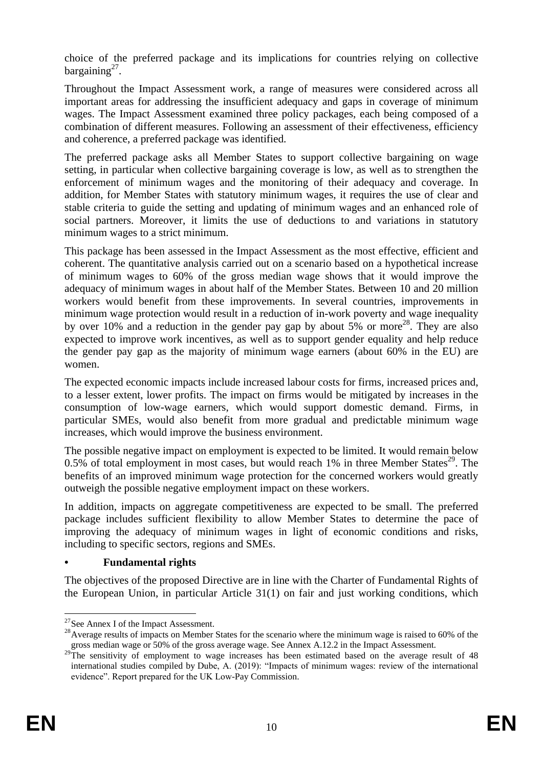choice of the preferred package and its implications for countries relying on collective bargaining[27].

Throughout the Impact Assessment work, a range of measures were considered across all important areas for addressing the insufficient adequacy and gaps in coverage of minimum wages. The Impact Assessment examined three policy packages, each being composed of a combination of different measures. Following an assessment of their effectiveness, efficiency and coherence, a preferred package was identified.

The preferred package asks all Member States to support collective bargaining on wage setting, in particular when collective bargaining coverage is low, as well as to strengthen the enforcement of minimum wages and the monitoring of their adequacy and coverage. In addition, for Member States with statutory minimum wages, it requires the use of clear and stable criteria to guide the setting and updating of minimum wages and an enhanced role of social partners. Moreover, it limits the use of deductions to and variations in statutory minimum wages to a strict minimum.

This package has been assessed in the Impact Assessment as the most effective, efficient and coherent. The quantitative analysis carried out on a scenario based on a hypothetical increase of minimum wages to 60% of the gross median wage shows that it would improve the adequacy of minimum wages in about half of the Member States. Between 10 and 20 million workers would benefit from these improvements. In several countries, improvements in minimum wage protection would result in a reduction of in-work poverty and wage inequality by over 10% and a reduction in the gender pay gap by about 5% or more[28]. They are also expected to improve work incentives, as well as to support gender equality and help reduce the gender pay gap as the majority of minimum wage earners (about 60% in the EU) are women.

The expected economic impacts include increased labour costs for firms, increased prices and, to a lesser extent, lower profits. The impact on firms would be mitigated by increases in the consumption of low-wage earners, which would support domestic demand. Firms, in particular SMEs, would also benefit from more gradual and predictable minimum wage increases, which would improve the business environment.

The possible negative impact on employment is expected to be limited. It would remain below 0.5% of total employment in most cases, but would reach 1% in three Member States[29]. The benefits of an improved minimum wage protection for the concerned workers would greatly outweigh the possible negative employment impact on these workers.

In addition, impacts on aggregate competitiveness are expected to be small. The preferred package includes sufficient flexibility to allow Member States to determine the pace of improving the adequacy of minimum wages in light of economic conditions and risks, including to specific sectors, regions and SMEs.

- **Fundamental rights**

The objectives of the proposed Directive are in line with the Charter of Fundamental Rights of the European Union, in particular Article 31(1) on fair and just working conditions, which

---

[27] See Annex I of the Impact Assessment.

[28] Average results of impacts on Member States for the scenario where the minimum wage is raised to 60% of the gross median wage or 50% of the gross average wage. See Annex A.12.2 in the Impact Assessment.

[29] The sensitivity of employment to wage increases has been estimated based on the average result of 48 international studies compiled by Dube, A. (2019): "Impacts of minimum wages: review of the international evidence". Report prepared for the UK Low-Pay Commission.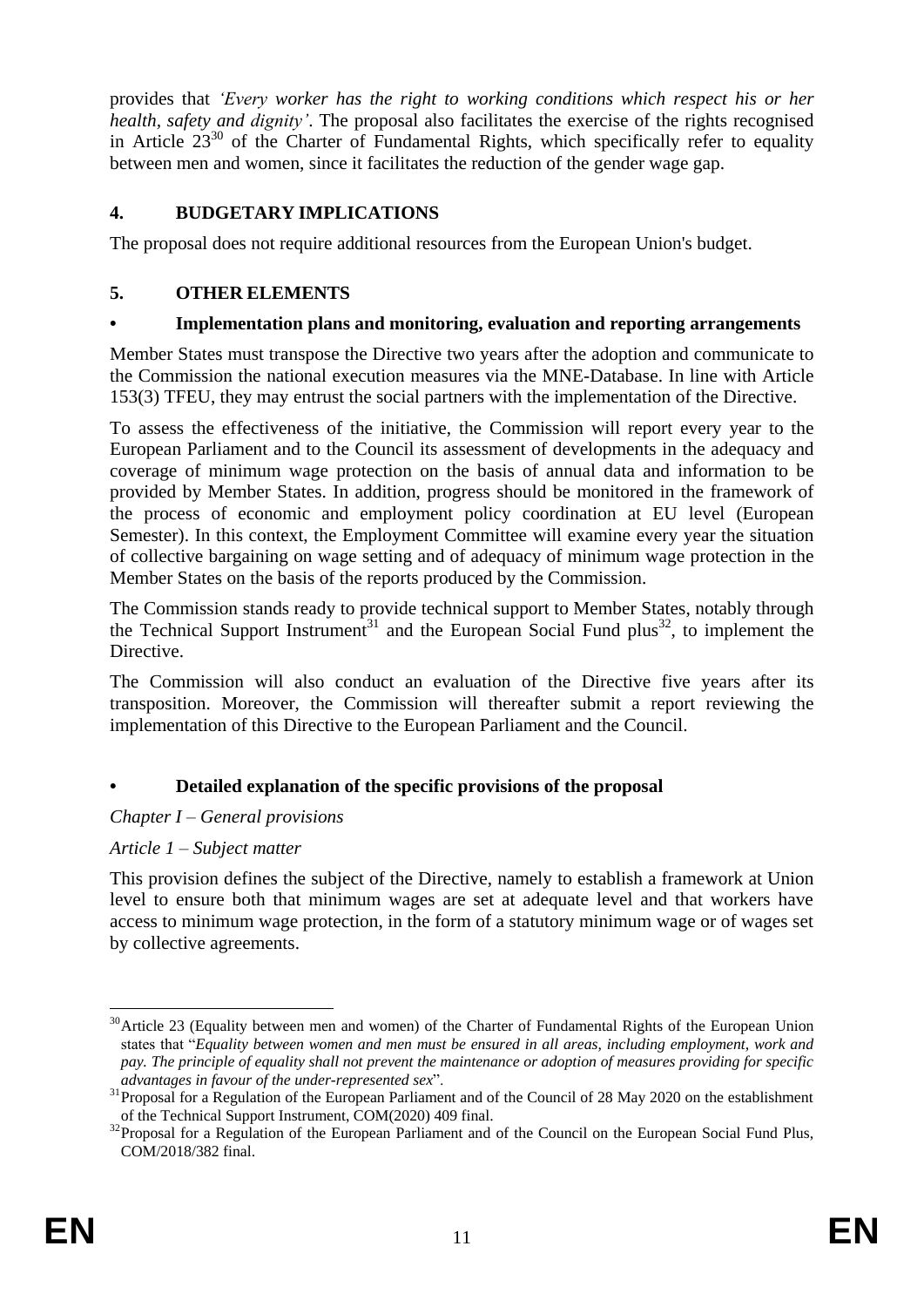provides that *'Every worker has the right to working conditions which respect his or her health, safety and dignity'*. The proposal also facilitates the exercise of the rights recognised in Article 23[30] of the Charter of Fundamental Rights, which specifically refer to equality between men and women, since it facilitates the reduction of the gender wage gap.

## 4. BUDGETARY IMPLICATIONS

The proposal does not require additional resources from the European Union's budget.

## 5. OTHER ELEMENTS

### • Implementation plans and monitoring, evaluation and reporting arrangements

Member States must transpose the Directive two years after the adoption and communicate to the Commission the national execution measures via the MNE-Database. In line with Article 153(3) TFEU, they may entrust the social partners with the implementation of the Directive.

To assess the effectiveness of the initiative, the Commission will report every year to the European Parliament and to the Council its assessment of developments in the adequacy and coverage of minimum wage protection on the basis of annual data and information to be provided by Member States. In addition, progress should be monitored in the framework of the process of economic and employment policy coordination at EU level (European Semester). In this context, the Employment Committee will examine every year the situation of collective bargaining on wage setting and of adequacy of minimum wage protection in the Member States on the basis of the reports produced by the Commission.

The Commission stands ready to provide technical support to Member States, notably through the Technical Support Instrument[31] and the European Social Fund plus[32], to implement the Directive.

The Commission will also conduct an evaluation of the Directive five years after its transposition. Moreover, the Commission will thereafter submit a report reviewing the implementation of this Directive to the European Parliament and the Council.

### • Detailed explanation of the specific provisions of the proposal

*Chapter I – General provisions*

*Article 1 – Subject matter*

This provision defines the subject of the Directive, namely to establish a framework at Union level to ensure both that minimum wages are set at adequate level and that workers have access to minimum wage protection, in the form of a statutory minimum wage or of wages set by collective agreements.

---

[30] Article 23 (Equality between men and women) of the Charter of Fundamental Rights of the European Union states that "*Equality between women and men must be ensured in all areas, including employment, work and pay. The principle of equality shall not prevent the maintenance or adoption of measures providing for specific advantages in favour of the under-represented sex*".

[31] Proposal for a Regulation of the European Parliament and of the Council of 28 May 2020 on the establishment of the Technical Support Instrument, COM(2020) 409 final.

[32] Proposal for a Regulation of the European Parliament and of the Council on the European Social Fund Plus, COM/2018/382 final.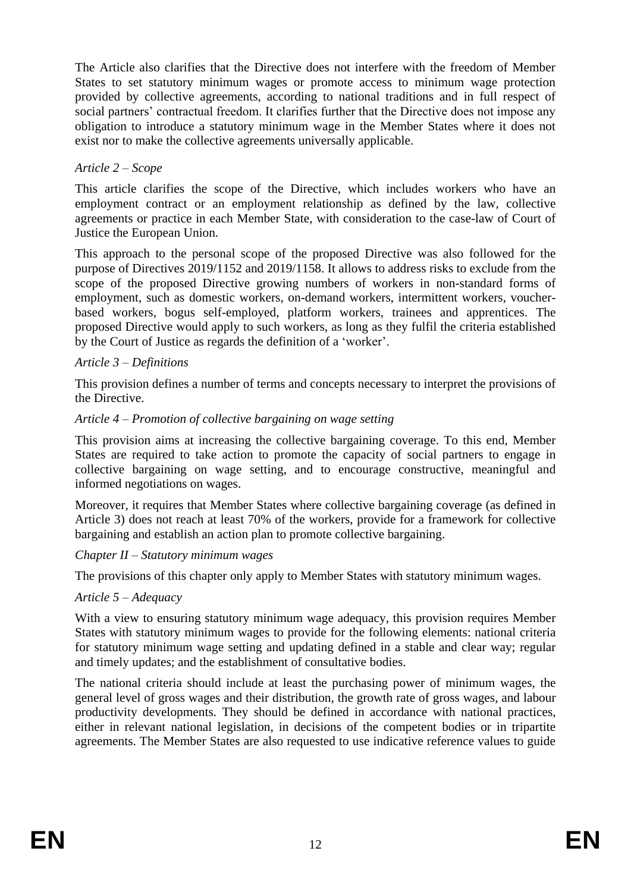The Article also clarifies that the Directive does not interfere with the freedom of Member States to set statutory minimum wages or promote access to minimum wage protection provided by collective agreements, according to national traditions and in full respect of social partners' contractual freedom. It clarifies further that the Directive does not impose any obligation to introduce a statutory minimum wage in the Member States where it does not exist nor to make the collective agreements universally applicable.

*Article 2 – Scope*

This article clarifies the scope of the Directive, which includes workers who have an employment contract or an employment relationship as defined by the law, collective agreements or practice in each Member State, with consideration to the case-law of Court of Justice the European Union.

This approach to the personal scope of the proposed Directive was also followed for the purpose of Directives 2019/1152 and 2019/1158. It allows to address risks to exclude from the scope of the proposed Directive growing numbers of workers in non-standard forms of employment, such as domestic workers, on-demand workers, intermittent workers, voucher-based workers, bogus self-employed, platform workers, trainees and apprentices. The proposed Directive would apply to such workers, as long as they fulfil the criteria established by the Court of Justice as regards the definition of a 'worker'.

*Article 3 – Definitions*

This provision defines a number of terms and concepts necessary to interpret the provisions of the Directive.

*Article 4 – Promotion of collective bargaining on wage setting*

This provision aims at increasing the collective bargaining coverage. To this end, Member States are required to take action to promote the capacity of social partners to engage in collective bargaining on wage setting, and to encourage constructive, meaningful and informed negotiations on wages.

Moreover, it requires that Member States where collective bargaining coverage (as defined in Article 3) does not reach at least 70% of the workers, provide for a framework for collective bargaining and establish an action plan to promote collective bargaining.

*Chapter II – Statutory minimum wages*

The provisions of this chapter only apply to Member States with statutory minimum wages.

*Article 5 – Adequacy*

With a view to ensuring statutory minimum wage adequacy, this provision requires Member States with statutory minimum wages to provide for the following elements: national criteria for statutory minimum wage setting and updating defined in a stable and clear way; regular and timely updates; and the establishment of consultative bodies.

The national criteria should include at least the purchasing power of minimum wages, the general level of gross wages and their distribution, the growth rate of gross wages, and labour productivity developments. They should be defined in accordance with national practices, either in relevant national legislation, in decisions of the competent bodies or in tripartite agreements. The Member States are also requested to use indicative reference values to guide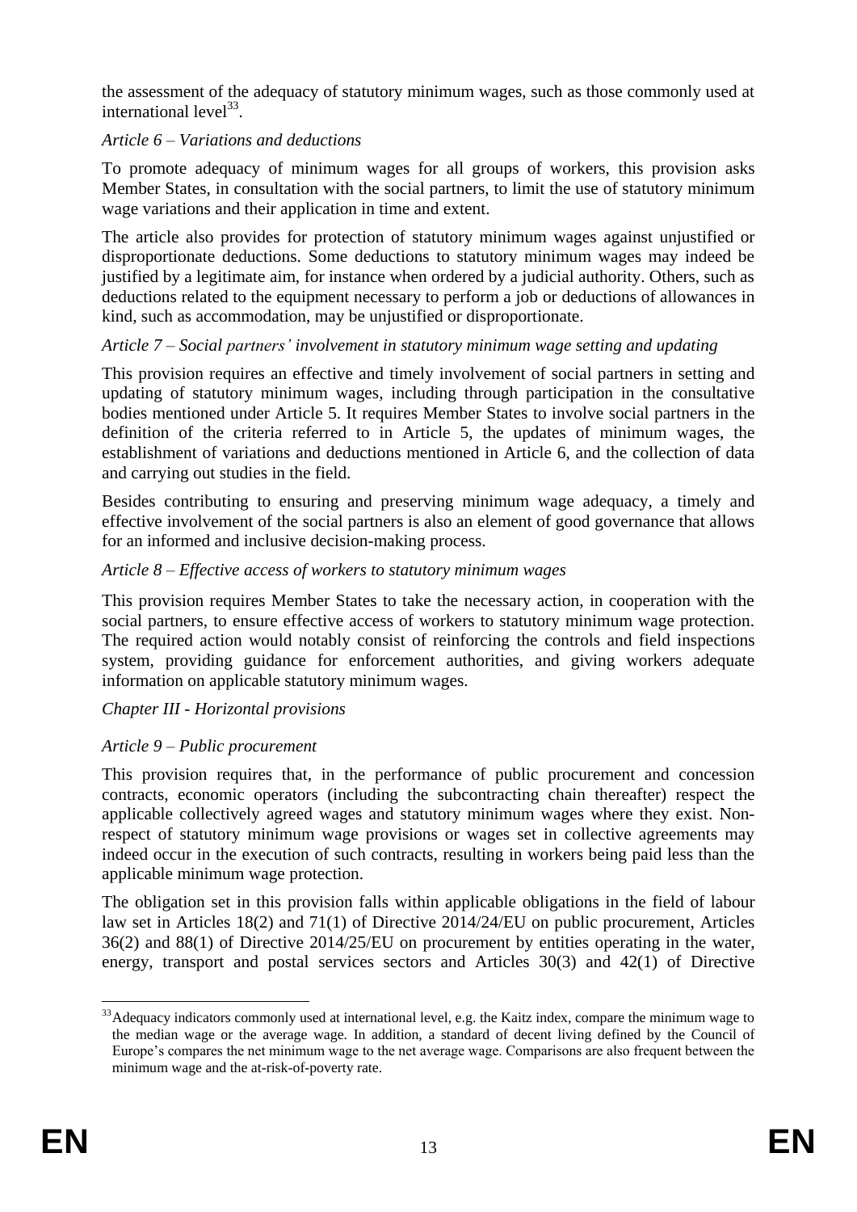the assessment of the adequacy of statutory minimum wages, such as those commonly used at international level[33].

*Article 6 – Variations and deductions*

To promote adequacy of minimum wages for all groups of workers, this provision asks Member States, in consultation with the social partners, to limit the use of statutory minimum wage variations and their application in time and extent.

The article also provides for protection of statutory minimum wages against unjustified or disproportionate deductions. Some deductions to statutory minimum wages may indeed be justified by a legitimate aim, for instance when ordered by a judicial authority. Others, such as deductions related to the equipment necessary to perform a job or deductions of allowances in kind, such as accommodation, may be unjustified or disproportionate.

*Article 7 – Social partners' involvement in statutory minimum wage setting and updating*

This provision requires an effective and timely involvement of social partners in setting and updating of statutory minimum wages, including through participation in the consultative bodies mentioned under Article 5. It requires Member States to involve social partners in the definition of the criteria referred to in Article 5, the updates of minimum wages, the establishment of variations and deductions mentioned in Article 6, and the collection of data and carrying out studies in the field.

Besides contributing to ensuring and preserving minimum wage adequacy, a timely and effective involvement of the social partners is also an element of good governance that allows for an informed and inclusive decision-making process.

*Article 8 – Effective access of workers to statutory minimum wages*

This provision requires Member States to take the necessary action, in cooperation with the social partners, to ensure effective access of workers to statutory minimum wage protection. The required action would notably consist of reinforcing the controls and field inspections system, providing guidance for enforcement authorities, and giving workers adequate information on applicable statutory minimum wages.

*Chapter III - Horizontal provisions*

*Article 9 – Public procurement*

This provision requires that, in the performance of public procurement and concession contracts, economic operators (including the subcontracting chain thereafter) respect the applicable collectively agreed wages and statutory minimum wages where they exist. Non-respect of statutory minimum wage provisions or wages set in collective agreements may indeed occur in the execution of such contracts, resulting in workers being paid less than the applicable minimum wage protection.

The obligation set in this provision falls within applicable obligations in the field of labour law set in Articles 18(2) and 71(1) of Directive 2014/24/EU on public procurement, Articles 36(2) and 88(1) of Directive 2014/25/EU on procurement by entities operating in the water, energy, transport and postal services sectors and Articles 30(3) and 42(1) of Directive

---

[33] Adequacy indicators commonly used at international level, e.g. the Kaitz index, compare the minimum wage to the median wage or the average wage. In addition, a standard of decent living defined by the Council of Europe's compares the net minimum wage to the net average wage. Comparisons are also frequent between the minimum wage and the at-risk-of-poverty rate.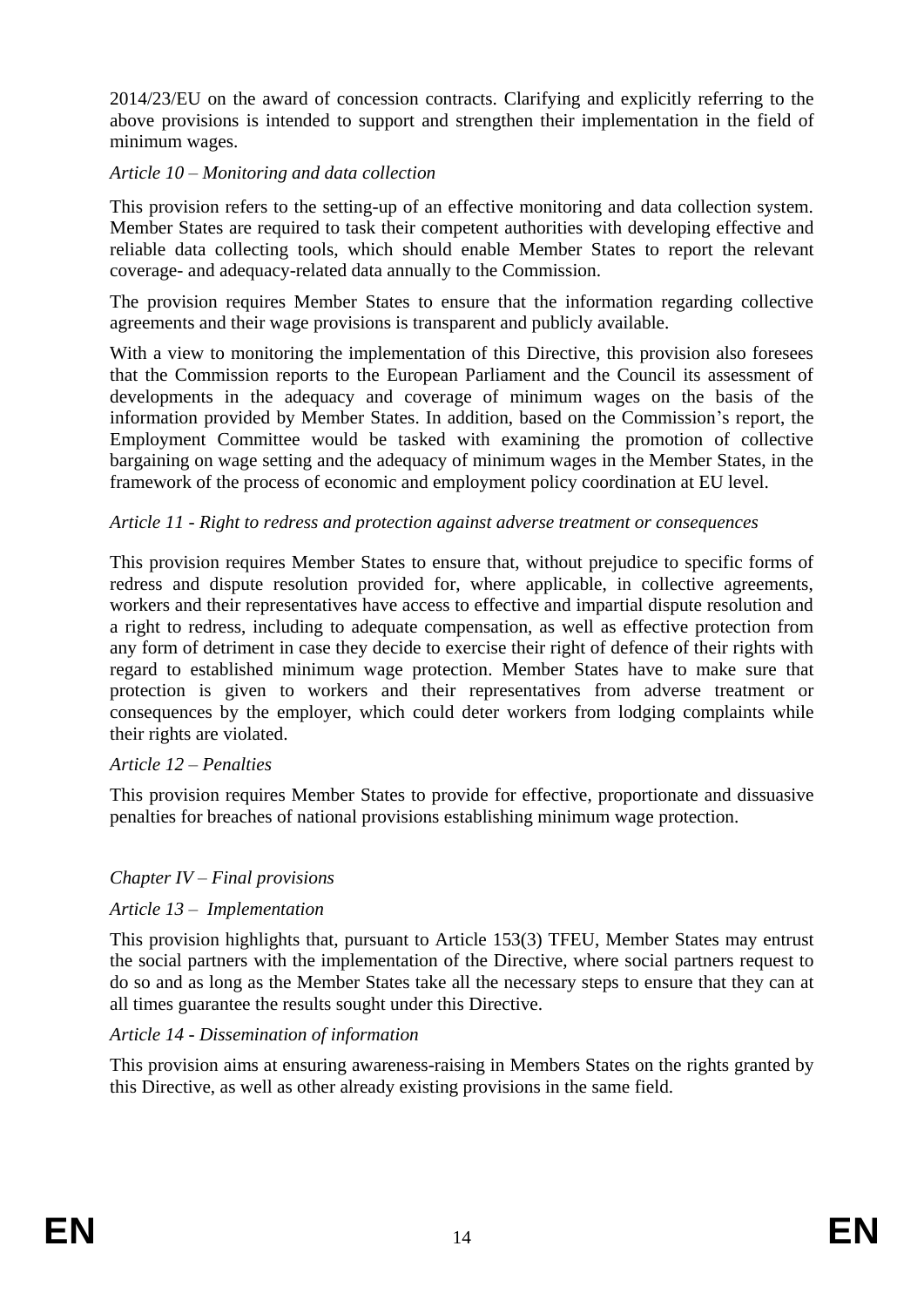2014/23/EU on the award of concession contracts. Clarifying and explicitly referring to the above provisions is intended to support and strengthen their implementation in the field of minimum wages.

*Article 10 – Monitoring and data collection*

This provision refers to the setting-up of an effective monitoring and data collection system. Member States are required to task their competent authorities with developing effective and reliable data collecting tools, which should enable Member States to report the relevant coverage- and adequacy-related data annually to the Commission.

The provision requires Member States to ensure that the information regarding collective agreements and their wage provisions is transparent and publicly available.

With a view to monitoring the implementation of this Directive, this provision also foresees that the Commission reports to the European Parliament and the Council its assessment of developments in the adequacy and coverage of minimum wages on the basis of the information provided by Member States. In addition, based on the Commission's report, the Employment Committee would be tasked with examining the promotion of collective bargaining on wage setting and the adequacy of minimum wages in the Member States, in the framework of the process of economic and employment policy coordination at EU level.

*Article 11 - Right to redress and protection against adverse treatment or consequences*

This provision requires Member States to ensure that, without prejudice to specific forms of redress and dispute resolution provided for, where applicable, in collective agreements, workers and their representatives have access to effective and impartial dispute resolution and a right to redress, including to adequate compensation, as well as effective protection from any form of detriment in case they decide to exercise their right of defence of their rights with regard to established minimum wage protection. Member States have to make sure that protection is given to workers and their representatives from adverse treatment or consequences by the employer, which could deter workers from lodging complaints while their rights are violated.

*Article 12 – Penalties*

This provision requires Member States to provide for effective, proportionate and dissuasive penalties for breaches of national provisions establishing minimum wage protection.

*Chapter IV – Final provisions*

*Article 13 – Implementation*

This provision highlights that, pursuant to Article 153(3) TFEU, Member States may entrust the social partners with the implementation of the Directive, where social partners request to do so and as long as the Member States take all the necessary steps to ensure that they can at all times guarantee the results sought under this Directive.

*Article 14 - Dissemination of information*

This provision aims at ensuring awareness-raising in Members States on the rights granted by this Directive, as well as other already existing provisions in the same field.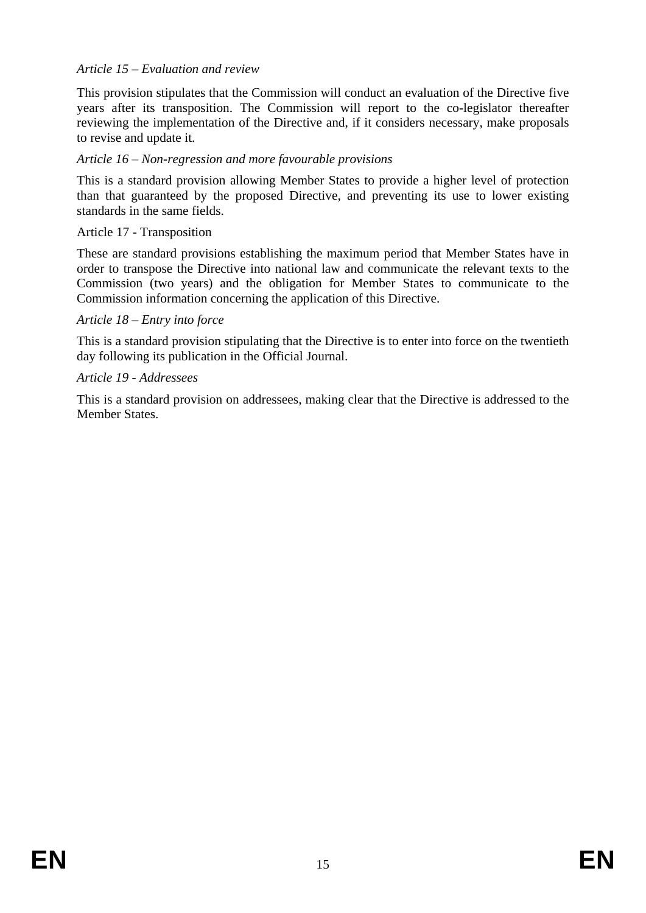*Article 15 – Evaluation and review*

This provision stipulates that the Commission will conduct an evaluation of the Directive five years after its transposition. The Commission will report to the co-legislator thereafter reviewing the implementation of the Directive and, if it considers necessary, make proposals to revise and update it.

*Article 16 – Non-regression and more favourable provisions*

This is a standard provision allowing Member States to provide a higher level of protection than that guaranteed by the proposed Directive, and preventing its use to lower existing standards in the same fields.

Article 17 - Transposition

These are standard provisions establishing the maximum period that Member States have in order to transpose the Directive into national law and communicate the relevant texts to the Commission (two years) and the obligation for Member States to communicate to the Commission information concerning the application of this Directive.

*Article 18 – Entry into force*

This is a standard provision stipulating that the Directive is to enter into force on the twentieth day following its publication in the Official Journal.

*Article 19 - Addressees*

This is a standard provision on addressees, making clear that the Directive is addressed to the Member States.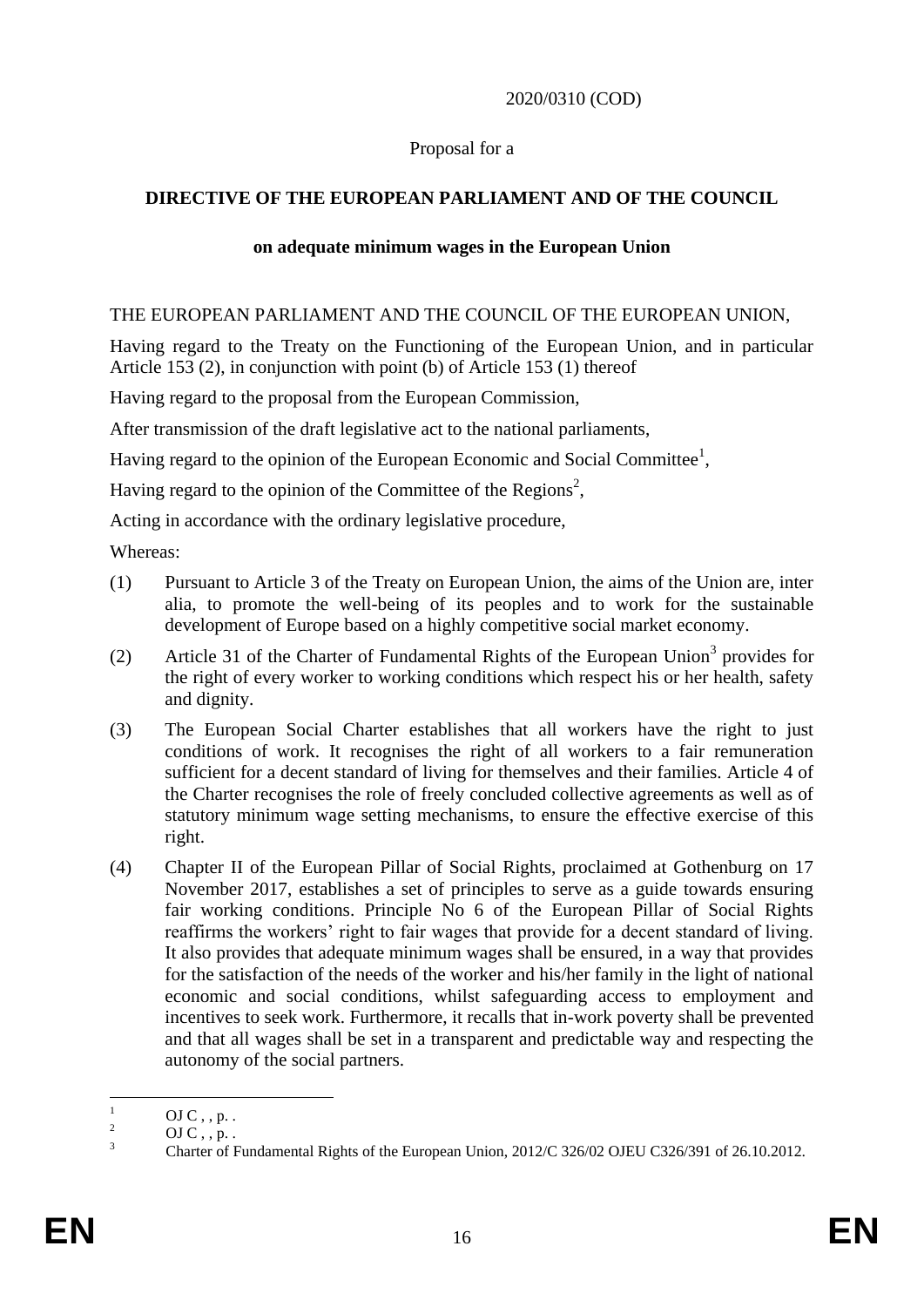2020/0310 (COD)

Proposal for a

**DIRECTIVE OF THE EUROPEAN PARLIAMENT AND OF THE COUNCIL**

**on adequate minimum wages in the European Union**

THE EUROPEAN PARLIAMENT AND THE COUNCIL OF THE EUROPEAN UNION,

Having regard to the Treaty on the Functioning of the European Union, and in particular Article 153 (2), in conjunction with point (b) of Article 153 (1) thereof

Having regard to the proposal from the European Commission,

After transmission of the draft legislative act to the national parliaments,

Having regard to the opinion of the European Economic and Social Committee[1],

Having regard to the opinion of the Committee of the Regions[2],

Acting in accordance with the ordinary legislative procedure,

Whereas:

(1) Pursuant to Article 3 of the Treaty on European Union, the aims of the Union are, inter alia, to promote the well-being of its peoples and to work for the sustainable development of Europe based on a highly competitive social market economy.

(2) Article 31 of the Charter of Fundamental Rights of the European Union[3] provides for the right of every worker to working conditions which respect his or her health, safety and dignity.

(3) The European Social Charter establishes that all workers have the right to just conditions of work. It recognises the right of all workers to a fair remuneration sufficient for a decent standard of living for themselves and their families. Article 4 of the Charter recognises the role of freely concluded collective agreements as well as of statutory minimum wage setting mechanisms, to ensure the effective exercise of this right.

(4) Chapter II of the European Pillar of Social Rights, proclaimed at Gothenburg on 17 November 2017, establishes a set of principles to serve as a guide towards ensuring fair working conditions. Principle No 6 of the European Pillar of Social Rights reaffirms the workers' right to fair wages that provide for a decent standard of living. It also provides that adequate minimum wages shall be ensured, in a way that provides for the satisfaction of the needs of the worker and his/her family in the light of national economic and social conditions, whilst safeguarding access to employment and incentives to seek work. Furthermore, it recalls that in-work poverty shall be prevented and that all wages shall be set in a transparent and predictable way and respecting the autonomy of the social partners.

---

[1] OJ C , , p. .

[2] OJ C , , p. .

[3] Charter of Fundamental Rights of the European Union, 2012/C 326/02 OJEU C326/391 of 26.10.2012.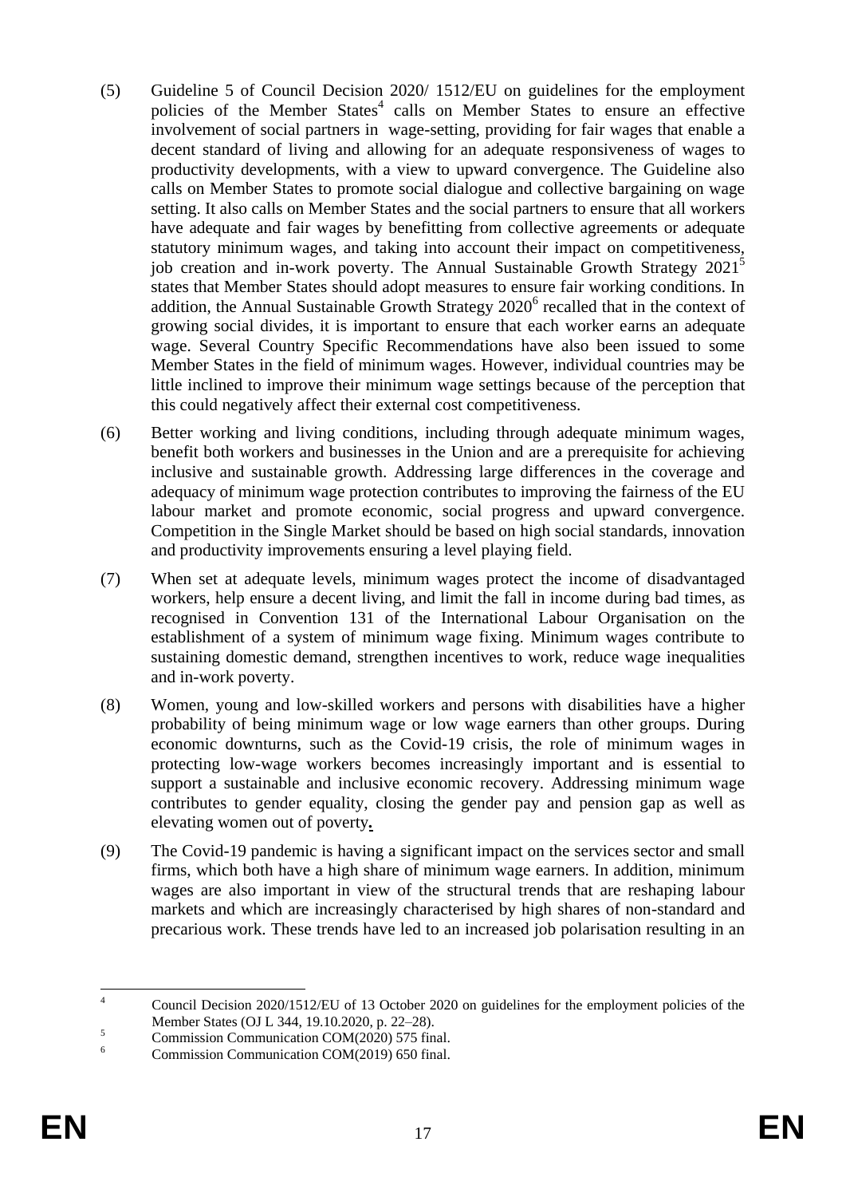(5) Guideline 5 of Council Decision 2020/ 1512/EU on guidelines for the employment policies of the Member States[4] calls on Member States to ensure an effective involvement of social partners in wage-setting, providing for fair wages that enable a decent standard of living and allowing for an adequate responsiveness of wages to productivity developments, with a view to upward convergence. The Guideline also calls on Member States to promote social dialogue and collective bargaining on wage setting. It also calls on Member States and the social partners to ensure that all workers have adequate and fair wages by benefitting from collective agreements or adequate statutory minimum wages, and taking into account their impact on competitiveness, job creation and in-work poverty. The Annual Sustainable Growth Strategy 2021[5] states that Member States should adopt measures to ensure fair working conditions. In addition, the Annual Sustainable Growth Strategy 2020[6] recalled that in the context of growing social divides, it is important to ensure that each worker earns an adequate wage. Several Country Specific Recommendations have also been issued to some Member States in the field of minimum wages. However, individual countries may be little inclined to improve their minimum wage settings because of the perception that this could negatively affect their external cost competitiveness.

(6) Better working and living conditions, including through adequate minimum wages, benefit both workers and businesses in the Union and are a prerequisite for achieving inclusive and sustainable growth. Addressing large differences in the coverage and adequacy of minimum wage protection contributes to improving the fairness of the EU labour market and promote economic, social progress and upward convergence. Competition in the Single Market should be based on high social standards, innovation and productivity improvements ensuring a level playing field.

(7) When set at adequate levels, minimum wages protect the income of disadvantaged workers, help ensure a decent living, and limit the fall in income during bad times, as recognised in Convention 131 of the International Labour Organisation on the establishment of a system of minimum wage fixing. Minimum wages contribute to sustaining domestic demand, strengthen incentives to work, reduce wage inequalities and in-work poverty.

(8) Women, young and low-skilled workers and persons with disabilities have a higher probability of being minimum wage or low wage earners than other groups. During economic downturns, such as the Covid-19 crisis, the role of minimum wages in protecting low-wage workers becomes increasingly important and is essential to support a sustainable and inclusive economic recovery. Addressing minimum wage contributes to gender equality, closing the gender pay and pension gap as well as elevating women out of poverty.

(9) The Covid-19 pandemic is having a significant impact on the services sector and small firms, which both have a high share of minimum wage earners. In addition, minimum wages are also important in view of the structural trends that are reshaping labour markets and which are increasingly characterised by high shares of non-standard and precarious work. These trends have led to an increased job polarisation resulting in an

---

[4] Council Decision 2020/1512/EU of 13 October 2020 on guidelines for the employment policies of the Member States (OJ L 344, 19.10.2020, p. 22–28).

[5] Commission Communication COM(2020) 575 final.

[6] Commission Communication COM(2019) 650 final.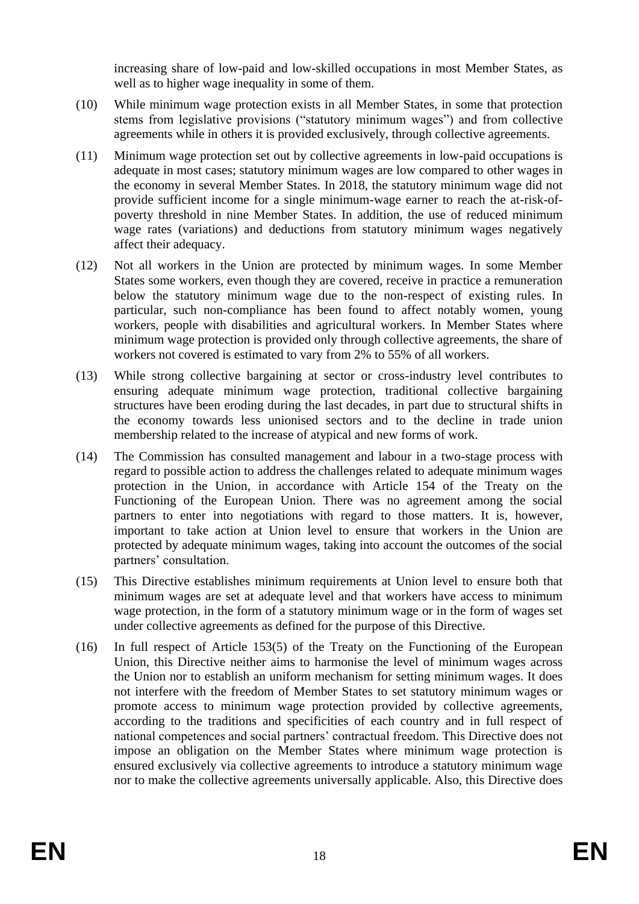increasing share of low-paid and low-skilled occupations in most Member States, as well as to higher wage inequality in some of them.

(10) While minimum wage protection exists in all Member States, in some that protection stems from legislative provisions ("statutory minimum wages") and from collective agreements while in others it is provided exclusively, through collective agreements.

(11) Minimum wage protection set out by collective agreements in low-paid occupations is adequate in most cases; statutory minimum wages are low compared to other wages in the economy in several Member States. In 2018, the statutory minimum wage did not provide sufficient income for a single minimum-wage earner to reach the at-risk-of-poverty threshold in nine Member States. In addition, the use of reduced minimum wage rates (variations) and deductions from statutory minimum wages negatively affect their adequacy.

(12) Not all workers in the Union are protected by minimum wages. In some Member States some workers, even though they are covered, receive in practice a remuneration below the statutory minimum wage due to the non-respect of existing rules. In particular, such non-compliance has been found to affect notably women, young workers, people with disabilities and agricultural workers. In Member States where minimum wage protection is provided only through collective agreements, the share of workers not covered is estimated to vary from 2% to 55% of all workers.

(13) While strong collective bargaining at sector or cross-industry level contributes to ensuring adequate minimum wage protection, traditional collective bargaining structures have been eroding during the last decades, in part due to structural shifts in the economy towards less unionised sectors and to the decline in trade union membership related to the increase of atypical and new forms of work.

(14) The Commission has consulted management and labour in a two-stage process with regard to possible action to address the challenges related to adequate minimum wages protection in the Union, in accordance with Article 154 of the Treaty on the Functioning of the European Union. There was no agreement among the social partners to enter into negotiations with regard to those matters. It is, however, important to take action at Union level to ensure that workers in the Union are protected by adequate minimum wages, taking into account the outcomes of the social partners' consultation.

(15) This Directive establishes minimum requirements at Union level to ensure both that minimum wages are set at adequate level and that workers have access to minimum wage protection, in the form of a statutory minimum wage or in the form of wages set under collective agreements as defined for the purpose of this Directive.

(16) In full respect of Article 153(5) of the Treaty on the Functioning of the European Union, this Directive neither aims to harmonise the level of minimum wages across the Union nor to establish an uniform mechanism for setting minimum wages. It does not interfere with the freedom of Member States to set statutory minimum wages or promote access to minimum wage protection provided by collective agreements, according to the traditions and specificities of each country and in full respect of national competences and social partners' contractual freedom. This Directive does not impose an obligation on the Member States where minimum wage protection is ensured exclusively via collective agreements to introduce a statutory minimum wage nor to make the collective agreements universally applicable. Also, this Directive does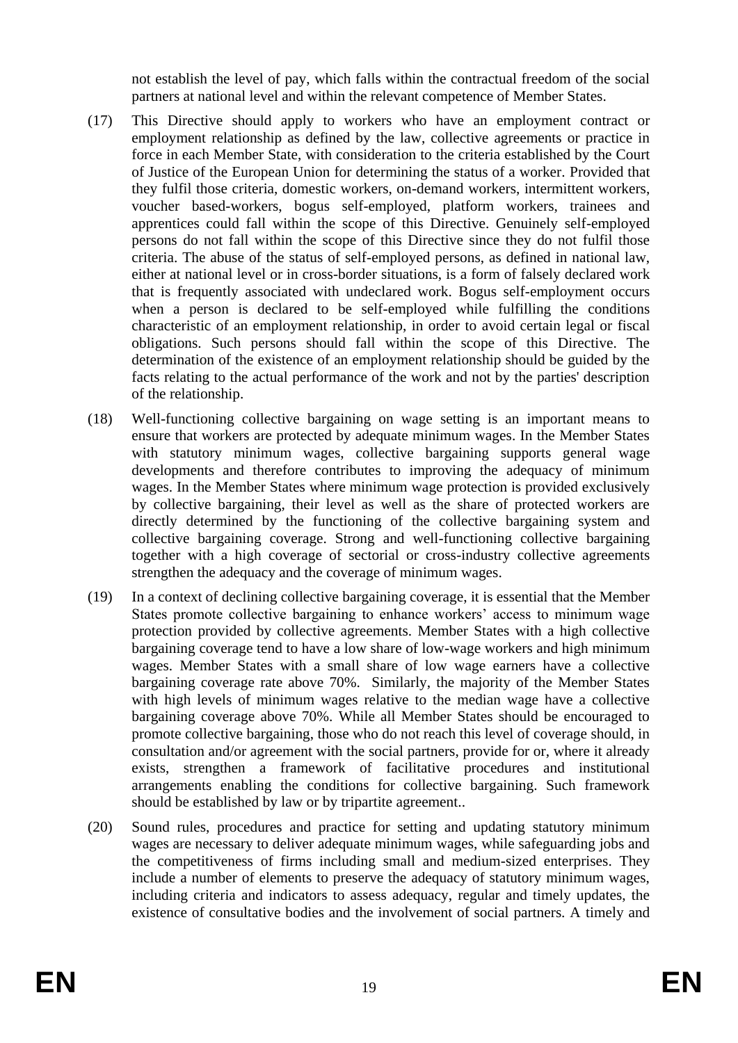not establish the level of pay, which falls within the contractual freedom of the social partners at national level and within the relevant competence of Member States.

(17) This Directive should apply to workers who have an employment contract or employment relationship as defined by the law, collective agreements or practice in force in each Member State, with consideration to the criteria established by the Court of Justice of the European Union for determining the status of a worker. Provided that they fulfil those criteria, domestic workers, on-demand workers, intermittent workers, voucher based-workers, bogus self-employed, platform workers, trainees and apprentices could fall within the scope of this Directive. Genuinely self-employed persons do not fall within the scope of this Directive since they do not fulfil those criteria. The abuse of the status of self-employed persons, as defined in national law, either at national level or in cross-border situations, is a form of falsely declared work that is frequently associated with undeclared work. Bogus self-employment occurs when a person is declared to be self-employed while fulfilling the conditions characteristic of an employment relationship, in order to avoid certain legal or fiscal obligations. Such persons should fall within the scope of this Directive. The determination of the existence of an employment relationship should be guided by the facts relating to the actual performance of the work and not by the parties' description of the relationship.

(18) Well-functioning collective bargaining on wage setting is an important means to ensure that workers are protected by adequate minimum wages. In the Member States with statutory minimum wages, collective bargaining supports general wage developments and therefore contributes to improving the adequacy of minimum wages. In the Member States where minimum wage protection is provided exclusively by collective bargaining, their level as well as the share of protected workers are directly determined by the functioning of the collective bargaining system and collective bargaining coverage. Strong and well-functioning collective bargaining together with a high coverage of sectorial or cross-industry collective agreements strengthen the adequacy and the coverage of minimum wages.

(19) In a context of declining collective bargaining coverage, it is essential that the Member States promote collective bargaining to enhance workers' access to minimum wage protection provided by collective agreements. Member States with a high collective bargaining coverage tend to have a low share of low-wage workers and high minimum wages. Member States with a small share of low wage earners have a collective bargaining coverage rate above 70%. Similarly, the majority of the Member States with high levels of minimum wages relative to the median wage have a collective bargaining coverage above 70%. While all Member States should be encouraged to promote collective bargaining, those who do not reach this level of coverage should, in consultation and/or agreement with the social partners, provide for or, where it already exists, strengthen a framework of facilitative procedures and institutional arrangements enabling the conditions for collective bargaining. Such framework should be established by law or by tripartite agreement..

(20) Sound rules, procedures and practice for setting and updating statutory minimum wages are necessary to deliver adequate minimum wages, while safeguarding jobs and the competitiveness of firms including small and medium-sized enterprises. They include a number of elements to preserve the adequacy of statutory minimum wages, including criteria and indicators to assess adequacy, regular and timely updates, the existence of consultative bodies and the involvement of social partners. A timely and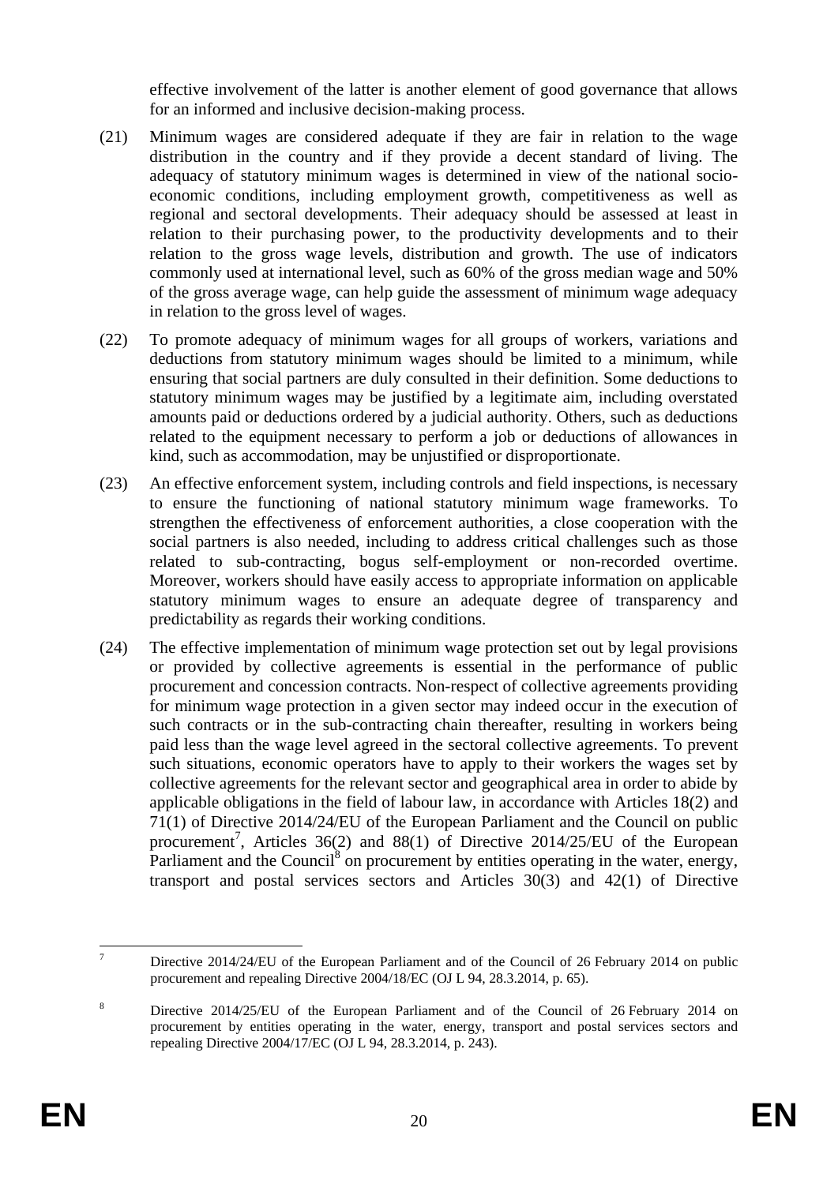effective involvement of the latter is another element of good governance that allows for an informed and inclusive decision-making process.

(21) Minimum wages are considered adequate if they are fair in relation to the wage distribution in the country and if they provide a decent standard of living. The adequacy of statutory minimum wages is determined in view of the national socio-economic conditions, including employment growth, competitiveness as well as regional and sectoral developments. Their adequacy should be assessed at least in relation to their purchasing power, to the productivity developments and to their relation to the gross wage levels, distribution and growth. The use of indicators commonly used at international level, such as 60% of the gross median wage and 50% of the gross average wage, can help guide the assessment of minimum wage adequacy in relation to the gross level of wages.

(22) To promote adequacy of minimum wages for all groups of workers, variations and deductions from statutory minimum wages should be limited to a minimum, while ensuring that social partners are duly consulted in their definition. Some deductions to statutory minimum wages may be justified by a legitimate aim, including overstated amounts paid or deductions ordered by a judicial authority. Others, such as deductions related to the equipment necessary to perform a job or deductions of allowances in kind, such as accommodation, may be unjustified or disproportionate.

(23) An effective enforcement system, including controls and field inspections, is necessary to ensure the functioning of national statutory minimum wage frameworks. To strengthen the effectiveness of enforcement authorities, a close cooperation with the social partners is also needed, including to address critical challenges such as those related to sub-contracting, bogus self-employment or non-recorded overtime. Moreover, workers should have easily access to appropriate information on applicable statutory minimum wages to ensure an adequate degree of transparency and predictability as regards their working conditions.

(24) The effective implementation of minimum wage protection set out by legal provisions or provided by collective agreements is essential in the performance of public procurement and concession contracts. Non-respect of collective agreements providing for minimum wage protection in a given sector may indeed occur in the execution of such contracts or in the sub-contracting chain thereafter, resulting in workers being paid less than the wage level agreed in the sectoral collective agreements. To prevent such situations, economic operators have to apply to their workers the wages set by collective agreements for the relevant sector and geographical area in order to abide by applicable obligations in the field of labour law, in accordance with Articles 18(2) and 71(1) of Directive 2014/24/EU of the European Parliament and the Council on public procurement[7], Articles 36(2) and 88(1) of Directive 2014/25/EU of the European Parliament and the Council[8] on procurement by entities operating in the water, energy, transport and postal services sectors and Articles 30(3) and 42(1) of Directive

---

[7] Directive 2014/24/EU of the European Parliament and of the Council of 26 February 2014 on public procurement and repealing Directive 2004/18/EC (OJ L 94, 28.3.2014, p. 65).

[8] Directive 2014/25/EU of the European Parliament and of the Council of 26 February 2014 on procurement by entities operating in the water, energy, transport and postal services sectors and repealing Directive 2004/17/EC (OJ L 94, 28.3.2014, p. 243).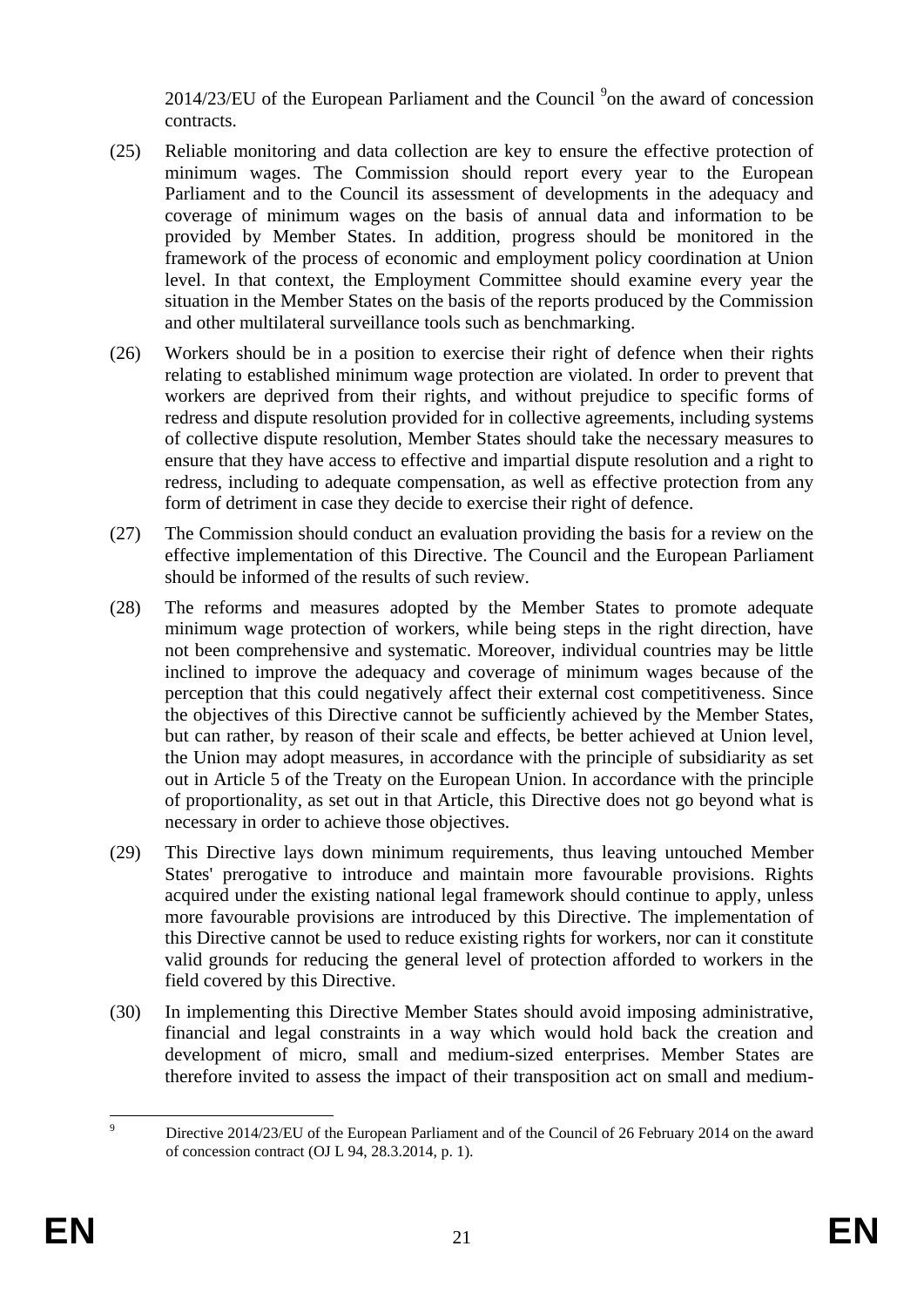2014/23/EU of the European Parliament and the Council [9]on the award of concession contracts.

(25) Reliable monitoring and data collection are key to ensure the effective protection of minimum wages. The Commission should report every year to the European Parliament and to the Council its assessment of developments in the adequacy and coverage of minimum wages on the basis of annual data and information to be provided by Member States. In addition, progress should be monitored in the framework of the process of economic and employment policy coordination at Union level. In that context, the Employment Committee should examine every year the situation in the Member States on the basis of the reports produced by the Commission and other multilateral surveillance tools such as benchmarking.

(26) Workers should be in a position to exercise their right of defence when their rights relating to established minimum wage protection are violated. In order to prevent that workers are deprived from their rights, and without prejudice to specific forms of redress and dispute resolution provided for in collective agreements, including systems of collective dispute resolution, Member States should take the necessary measures to ensure that they have access to effective and impartial dispute resolution and a right to redress, including to adequate compensation, as well as effective protection from any form of detriment in case they decide to exercise their right of defence.

(27) The Commission should conduct an evaluation providing the basis for a review on the effective implementation of this Directive. The Council and the European Parliament should be informed of the results of such review.

(28) The reforms and measures adopted by the Member States to promote adequate minimum wage protection of workers, while being steps in the right direction, have not been comprehensive and systematic. Moreover, individual countries may be little inclined to improve the adequacy and coverage of minimum wages because of the perception that this could negatively affect their external cost competitiveness. Since the objectives of this Directive cannot be sufficiently achieved by the Member States, but can rather, by reason of their scale and effects, be better achieved at Union level, the Union may adopt measures, in accordance with the principle of subsidiarity as set out in Article 5 of the Treaty on the European Union. In accordance with the principle of proportionality, as set out in that Article, this Directive does not go beyond what is necessary in order to achieve those objectives.

(29) This Directive lays down minimum requirements, thus leaving untouched Member States' prerogative to introduce and maintain more favourable provisions. Rights acquired under the existing national legal framework should continue to apply, unless more favourable provisions are introduced by this Directive. The implementation of this Directive cannot be used to reduce existing rights for workers, nor can it constitute valid grounds for reducing the general level of protection afforded to workers in the field covered by this Directive.

(30) In implementing this Directive Member States should avoid imposing administrative, financial and legal constraints in a way which would hold back the creation and development of micro, small and medium-sized enterprises. Member States are therefore invited to assess the impact of their transposition act on small and medium-

---

[9] Directive 2014/23/EU of the European Parliament and of the Council of 26 February 2014 on the award of concession contract (OJ L 94, 28.3.2014, p. 1).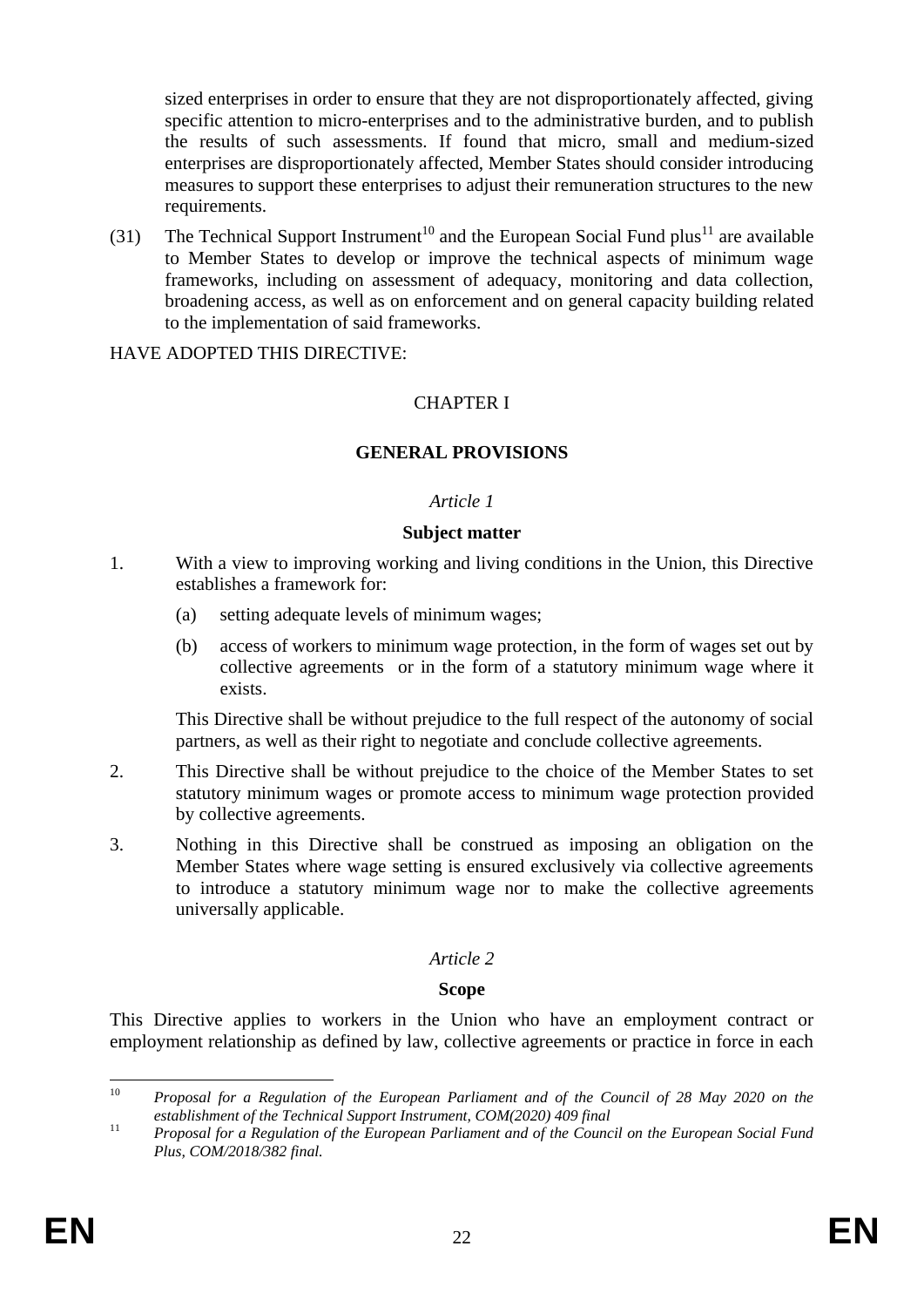sized enterprises in order to ensure that they are not disproportionately affected, giving specific attention to micro-enterprises and to the administrative burden, and to publish the results of such assessments. If found that micro, small and medium-sized enterprises are disproportionately affected, Member States should consider introducing measures to support these enterprises to adjust their remuneration structures to the new requirements.

(31) The Technical Support Instrument[10] and the European Social Fund plus[11] are available to Member States to develop or improve the technical aspects of minimum wage frameworks, including on assessment of adequacy, monitoring and data collection, broadening access, as well as on enforcement and on general capacity building related to the implementation of said frameworks.

HAVE ADOPTED THIS DIRECTIVE:

## CHAPTER I

## GENERAL PROVISIONS

*Article 1*

**Subject matter**

1. With a view to improving working and living conditions in the Union, this Directive establishes a framework for:

   (a) setting adequate levels of minimum wages;

   (b) access of workers to minimum wage protection, in the form of wages set out by collective agreements or in the form of a statutory minimum wage where it exists.

   This Directive shall be without prejudice to the full respect of the autonomy of social partners, as well as their right to negotiate and conclude collective agreements.

2. This Directive shall be without prejudice to the choice of the Member States to set statutory minimum wages or promote access to minimum wage protection provided by collective agreements.

3. Nothing in this Directive shall be construed as imposing an obligation on the Member States where wage setting is ensured exclusively via collective agreements to introduce a statutory minimum wage nor to make the collective agreements universally applicable.

*Article 2*

**Scope**

This Directive applies to workers in the Union who have an employment contract or employment relationship as defined by law, collective agreements or practice in force in each

---

[10] *Proposal for a Regulation of the European Parliament and of the Council of 28 May 2020 on the establishment of the Technical Support Instrument, COM(2020) 409 final*

[11] *Proposal for a Regulation of the European Parliament and of the Council on the European Social Fund Plus, COM/2018/382 final.*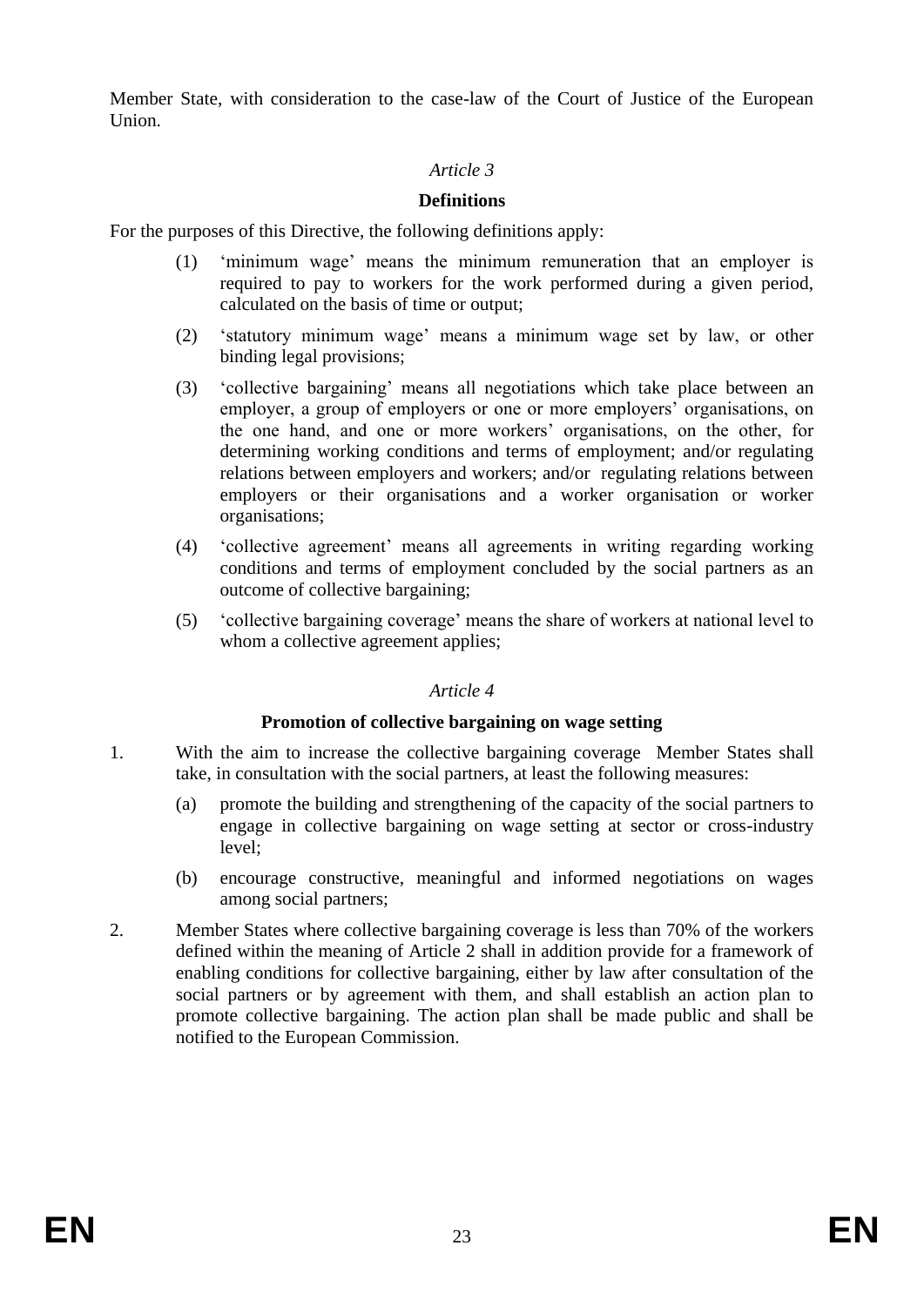Member State, with consideration to the case-law of the Court of Justice of the European Union.

*Article 3*

**Definitions**

For the purposes of this Directive, the following definitions apply:

(1) 'minimum wage' means the minimum remuneration that an employer is required to pay to workers for the work performed during a given period, calculated on the basis of time or output;

(2) 'statutory minimum wage' means a minimum wage set by law, or other binding legal provisions;

(3) 'collective bargaining' means all negotiations which take place between an employer, a group of employers or one or more employers' organisations, on the one hand, and one or more workers' organisations, on the other, for determining working conditions and terms of employment; and/or regulating relations between employers and workers; and/or regulating relations between employers or their organisations and a worker organisation or worker organisations;

(4) 'collective agreement' means all agreements in writing regarding working conditions and terms of employment concluded by the social partners as an outcome of collective bargaining;

(5) 'collective bargaining coverage' means the share of workers at national level to whom a collective agreement applies;

*Article 4*

**Promotion of collective bargaining on wage setting**

1. With the aim to increase the collective bargaining coverage Member States shall take, in consultation with the social partners, at least the following measures:

   (a) promote the building and strengthening of the capacity of the social partners to engage in collective bargaining on wage setting at sector or cross-industry level;

   (b) encourage constructive, meaningful and informed negotiations on wages among social partners;

2. Member States where collective bargaining coverage is less than 70% of the workers defined within the meaning of Article 2 shall in addition provide for a framework of enabling conditions for collective bargaining, either by law after consultation of the social partners or by agreement with them, and shall establish an action plan to promote collective bargaining. The action plan shall be made public and shall be notified to the European Commission.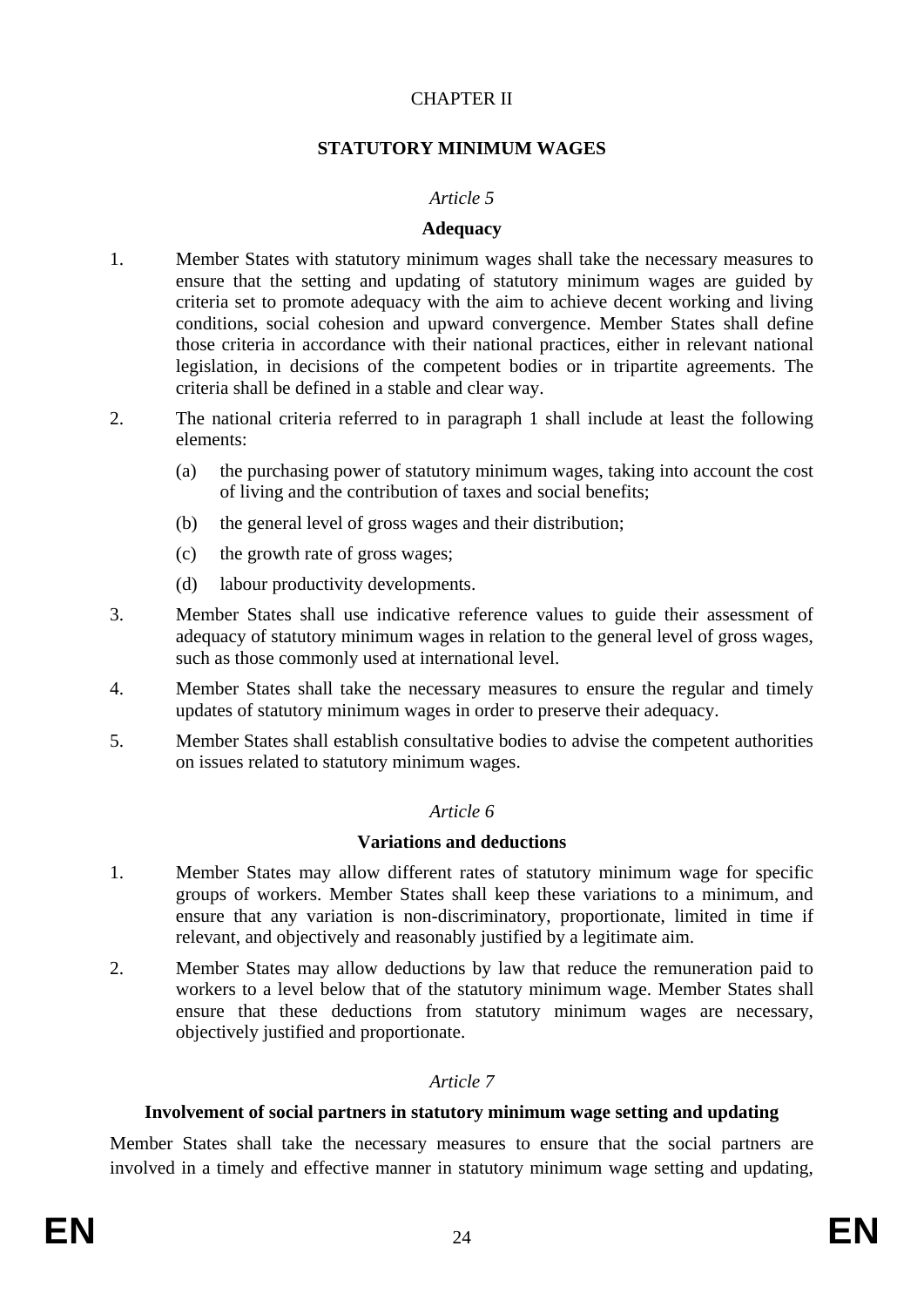## CHAPTER II

## STATUTORY MINIMUM WAGES

### *Article 5*

### Adequacy

1. Member States with statutory minimum wages shall take the necessary measures to ensure that the setting and updating of statutory minimum wages are guided by criteria set to promote adequacy with the aim to achieve decent working and living conditions, social cohesion and upward convergence. Member States shall define those criteria in accordance with their national practices, either in relevant national legislation, in decisions of the competent bodies or in tripartite agreements. The criteria shall be defined in a stable and clear way.

2. The national criteria referred to in paragraph 1 shall include at least the following elements:

   (a) the purchasing power of statutory minimum wages, taking into account the cost of living and the contribution of taxes and social benefits;

   (b) the general level of gross wages and their distribution;

   (c) the growth rate of gross wages;

   (d) labour productivity developments.

3. Member States shall use indicative reference values to guide their assessment of adequacy of statutory minimum wages in relation to the general level of gross wages, such as those commonly used at international level.

4. Member States shall take the necessary measures to ensure the regular and timely updates of statutory minimum wages in order to preserve their adequacy.

5. Member States shall establish consultative bodies to advise the competent authorities on issues related to statutory minimum wages.

### *Article 6*

### Variations and deductions

1. Member States may allow different rates of statutory minimum wage for specific groups of workers. Member States shall keep these variations to a minimum, and ensure that any variation is non-discriminatory, proportionate, limited in time if relevant, and objectively and reasonably justified by a legitimate aim.

2. Member States may allow deductions by law that reduce the remuneration paid to workers to a level below that of the statutory minimum wage. Member States shall ensure that these deductions from statutory minimum wages are necessary, objectively justified and proportionate.

### *Article 7*

### Involvement of social partners in statutory minimum wage setting and updating

Member States shall take the necessary measures to ensure that the social partners are involved in a timely and effective manner in statutory minimum wage setting and updating,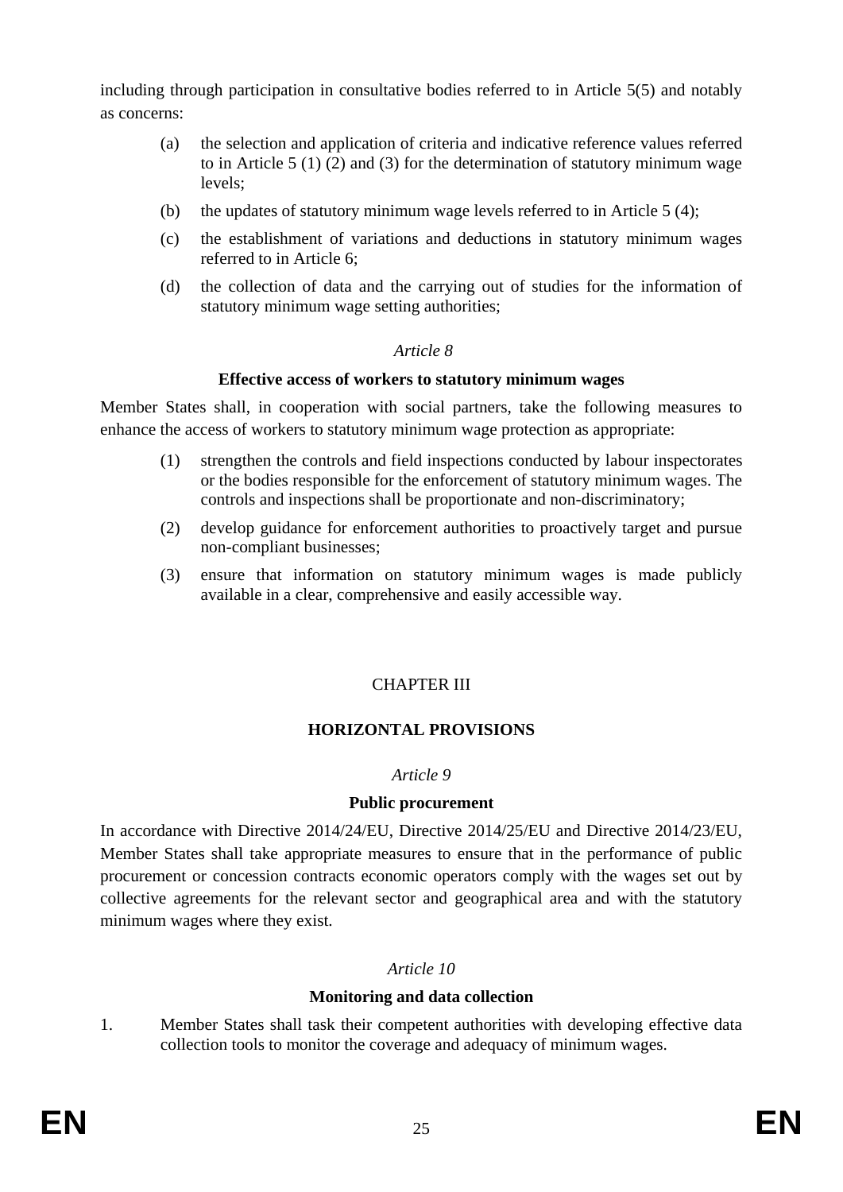including through participation in consultative bodies referred to in Article 5(5) and notably as concerns:

(a) the selection and application of criteria and indicative reference values referred to in Article 5 (1) (2) and (3) for the determination of statutory minimum wage levels;

(b) the updates of statutory minimum wage levels referred to in Article 5 (4);

(c) the establishment of variations and deductions in statutory minimum wages referred to in Article 6;

(d) the collection of data and the carrying out of studies for the information of statutory minimum wage setting authorities;

*Article 8*

**Effective access of workers to statutory minimum wages**

Member States shall, in cooperation with social partners, take the following measures to enhance the access of workers to statutory minimum wage protection as appropriate:

(1) strengthen the controls and field inspections conducted by labour inspectorates or the bodies responsible for the enforcement of statutory minimum wages. The controls and inspections shall be proportionate and non-discriminatory;

(2) develop guidance for enforcement authorities to proactively target and pursue non-compliant businesses;

(3) ensure that information on statutory minimum wages is made publicly available in a clear, comprehensive and easily accessible way.

## CHAPTER III

## HORIZONTAL PROVISIONS

*Article 9*

**Public procurement**

In accordance with Directive 2014/24/EU, Directive 2014/25/EU and Directive 2014/23/EU, Member States shall take appropriate measures to ensure that in the performance of public procurement or concession contracts economic operators comply with the wages set out by collective agreements for the relevant sector and geographical area and with the statutory minimum wages where they exist.

*Article 10*

**Monitoring and data collection**

1. Member States shall task their competent authorities with developing effective data collection tools to monitor the coverage and adequacy of minimum wages.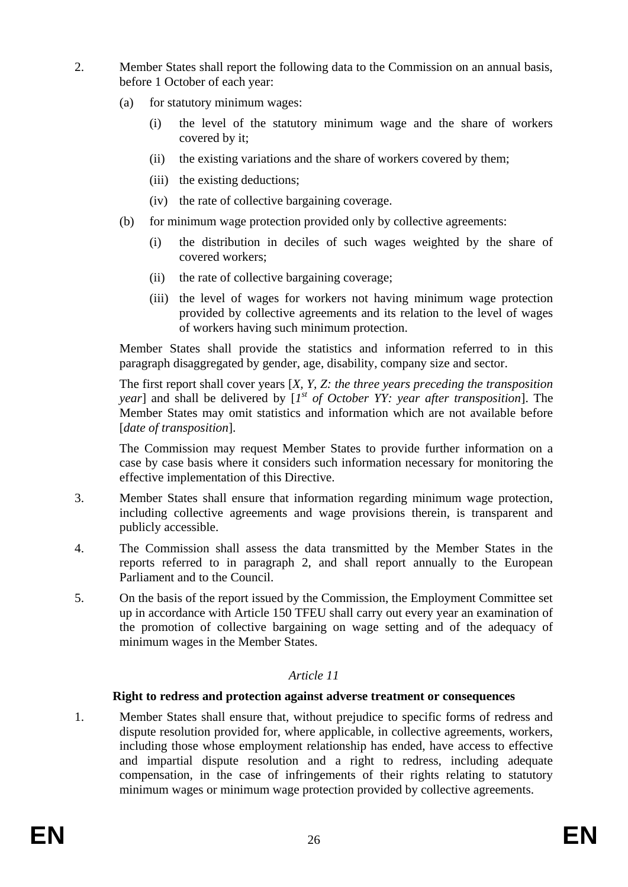2. Member States shall report the following data to the Commission on an annual basis, before 1 October of each year:

   (a) for statutory minimum wages:

      (i) the level of the statutory minimum wage and the share of workers covered by it;

      (ii) the existing variations and the share of workers covered by them;

      (iii) the existing deductions;

      (iv) the rate of collective bargaining coverage.

   (b) for minimum wage protection provided only by collective agreements:

      (i) the distribution in deciles of such wages weighted by the share of covered workers;

      (ii) the rate of collective bargaining coverage;

      (iii) the level of wages for workers not having minimum wage protection provided by collective agreements and its relation to the level of wages of workers having such minimum protection.

   Member States shall provide the statistics and information referred to in this paragraph disaggregated by gender, age, disability, company size and sector.

   The first report shall cover years [*X, Y, Z: the three years preceding the transposition year*] and shall be delivered by [*1st of October YY: year after transposition*]. The Member States may omit statistics and information which are not available before [*date of transposition*].

   The Commission may request Member States to provide further information on a case by case basis where it considers such information necessary for monitoring the effective implementation of this Directive.

3. Member States shall ensure that information regarding minimum wage protection, including collective agreements and wage provisions therein, is transparent and publicly accessible.

4. The Commission shall assess the data transmitted by the Member States in the reports referred to in paragraph 2, and shall report annually to the European Parliament and to the Council.

5. On the basis of the report issued by the Commission, the Employment Committee set up in accordance with Article 150 TFEU shall carry out every year an examination of the promotion of collective bargaining on wage setting and of the adequacy of minimum wages in the Member States.

*Article 11*

**Right to redress and protection against adverse treatment or consequences**

1. Member States shall ensure that, without prejudice to specific forms of redress and dispute resolution provided for, where applicable, in collective agreements, workers, including those whose employment relationship has ended, have access to effective and impartial dispute resolution and a right to redress, including adequate compensation, in the case of infringements of their rights relating to statutory minimum wages or minimum wage protection provided by collective agreements.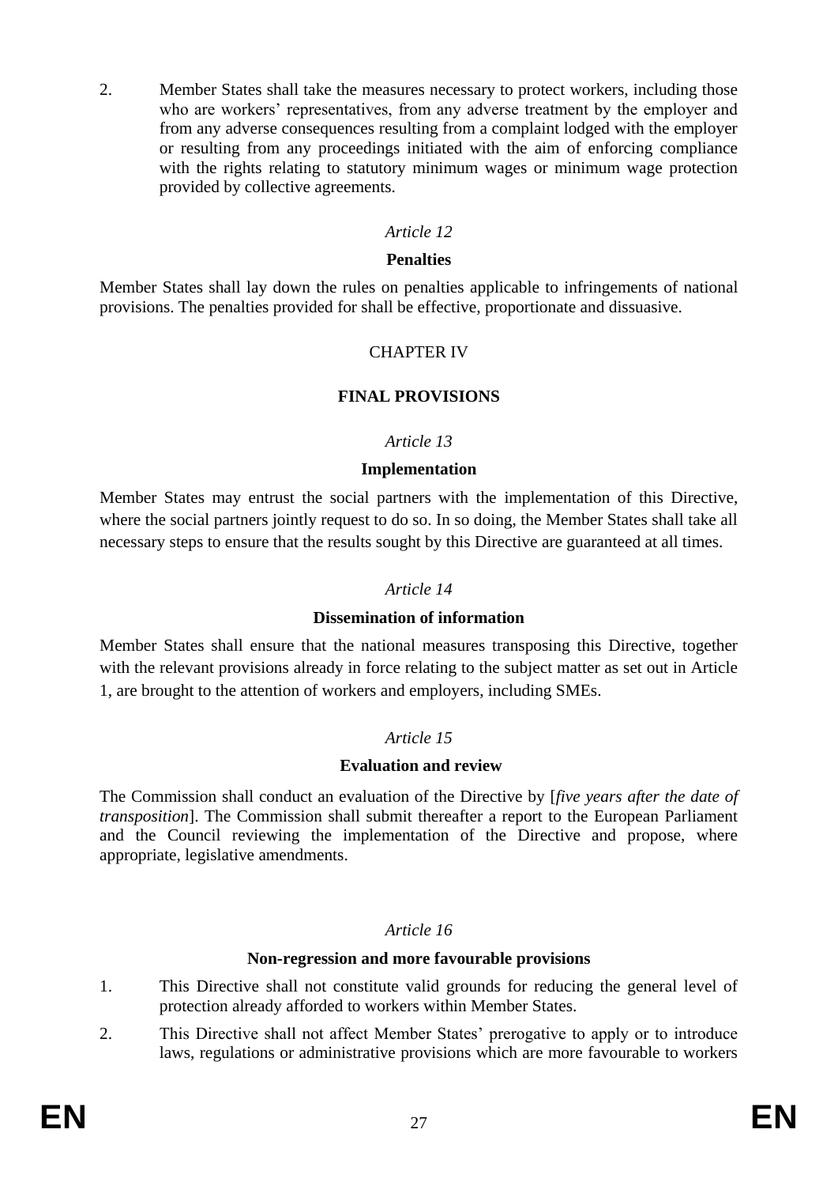2. Member States shall take the measures necessary to protect workers, including those who are workers' representatives, from any adverse treatment by the employer and from any adverse consequences resulting from a complaint lodged with the employer or resulting from any proceedings initiated with the aim of enforcing compliance with the rights relating to statutory minimum wages or minimum wage protection provided by collective agreements.

*Article 12*

**Penalties**

Member States shall lay down the rules on penalties applicable to infringements of national provisions. The penalties provided for shall be effective, proportionate and dissuasive.

CHAPTER IV

**FINAL PROVISIONS**

*Article 13*

**Implementation**

Member States may entrust the social partners with the implementation of this Directive, where the social partners jointly request to do so. In so doing, the Member States shall take all necessary steps to ensure that the results sought by this Directive are guaranteed at all times.

*Article 14*

**Dissemination of information**

Member States shall ensure that the national measures transposing this Directive, together with the relevant provisions already in force relating to the subject matter as set out in Article 1, are brought to the attention of workers and employers, including SMEs.

*Article 15*

**Evaluation and review**

The Commission shall conduct an evaluation of the Directive by [*five years after the date of transposition*]. The Commission shall submit thereafter a report to the European Parliament and the Council reviewing the implementation of the Directive and propose, where appropriate, legislative amendments.

*Article 16*

**Non-regression and more favourable provisions**

1. This Directive shall not constitute valid grounds for reducing the general level of protection already afforded to workers within Member States.
2. This Directive shall not affect Member States' prerogative to apply or to introduce laws, regulations or administrative provisions which are more favourable to workers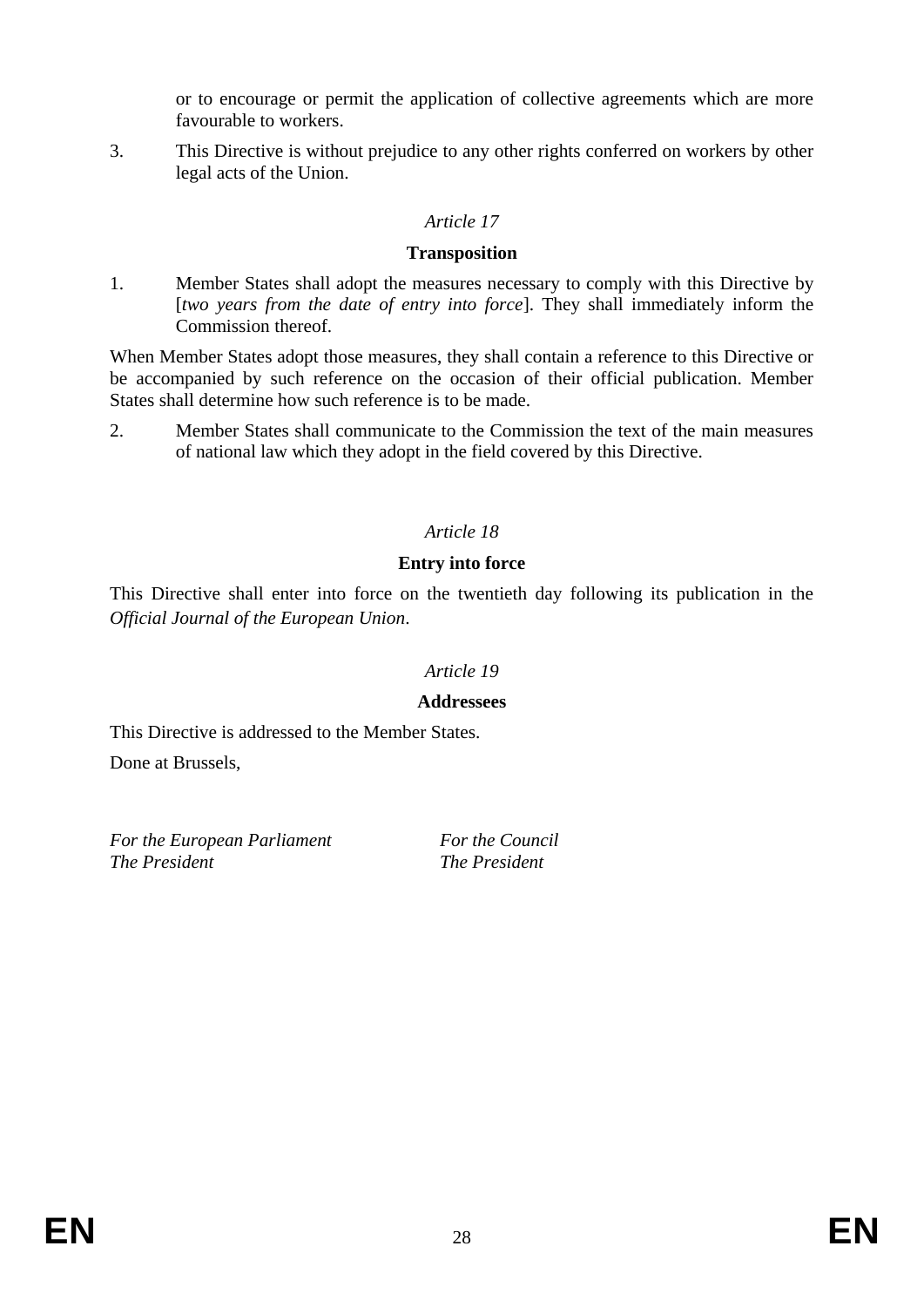or to encourage or permit the application of collective agreements which are more favourable to workers.

3. This Directive is without prejudice to any other rights conferred on workers by other legal acts of the Union.

*Article 17*

**Transposition**

1. Member States shall adopt the measures necessary to comply with this Directive by [*two years from the date of entry into force*]. They shall immediately inform the Commission thereof.

When Member States adopt those measures, they shall contain a reference to this Directive or be accompanied by such reference on the occasion of their official publication. Member States shall determine how such reference is to be made.

2. Member States shall communicate to the Commission the text of the main measures of national law which they adopt in the field covered by this Directive.

*Article 18*

**Entry into force**

This Directive shall enter into force on the twentieth day following its publication in the *Official Journal of the European Union*.

*Article 19*

**Addressees**

This Directive is addressed to the Member States.

Done at Brussels,

*For the European Parliament*
*The President*

*For the Council*
*The President*